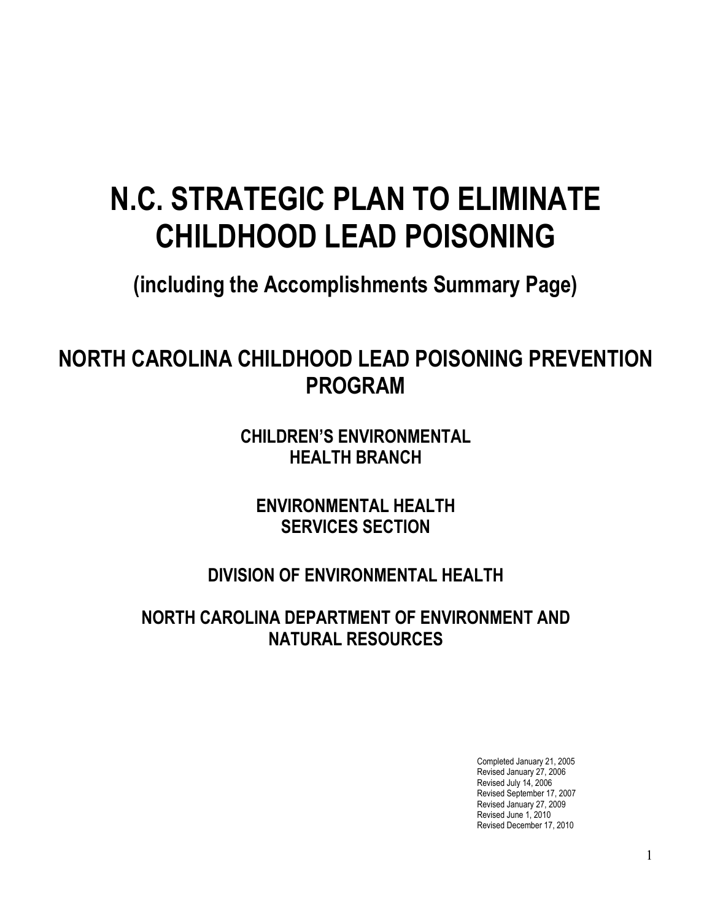# N.C. STRATEGIC PLAN TO ELIMINATE CHILDHOOD LEAD POISONING

## (including the Accomplishments Summary Page)

## NORTH CAROLINA CHILDHOOD LEAD POISONING PREVENTION PROGRAM

### CHILDREN'S ENVIRONMENTAL HEALTH BRANCH

### ENVIRONMENTAL HEALTH SERVICES SECTION

### DIVISION OF ENVIRONMENTAL HEALTH

### NORTH CAROLINA DEPARTMENT OF ENVIRONMENT AND NATURAL RESOURCES

Completed January 21, 2005
Revised January 27, 2006
Revised July 14, 2006
Revised September 17, 2007
Revised January 27, 2009
Revised June 1, 2010
Revised December 17, 2010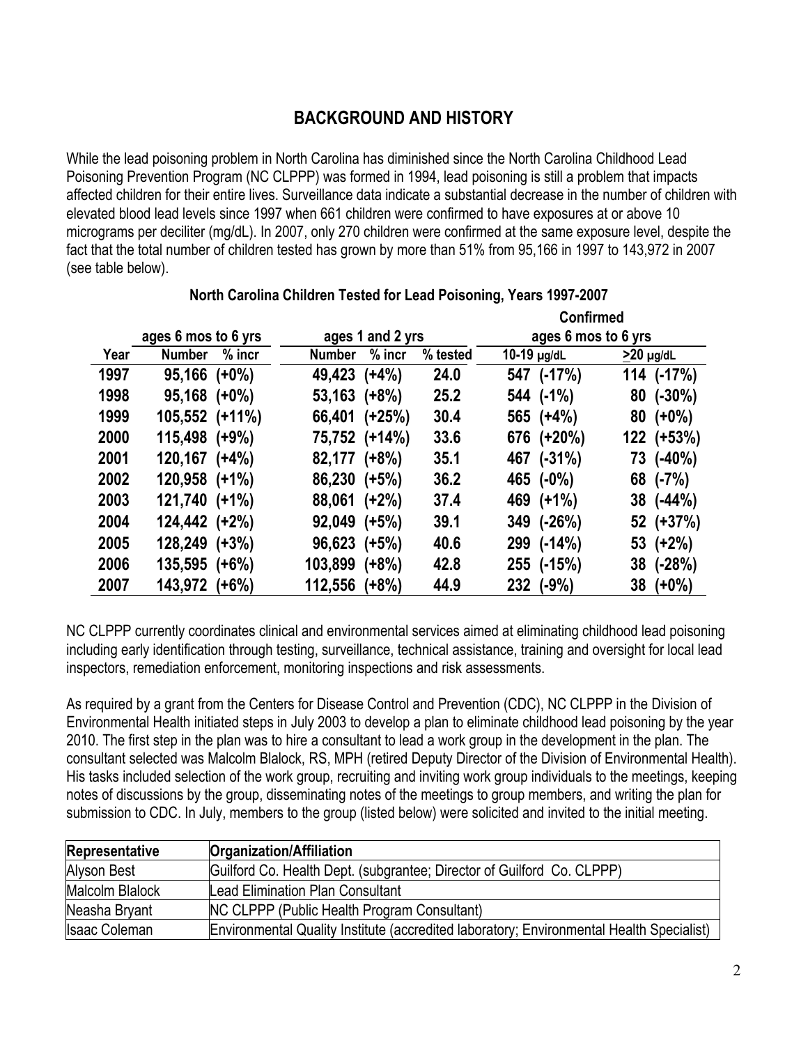## BACKGROUND AND HISTORY

While the lead poisoning problem in North Carolina has diminished since the North Carolina Childhood Lead Poisoning Prevention Program (NC CLPPP) was formed in 1994, lead poisoning is still a problem that impacts affected children for their entire lives. Surveillance data indicate a substantial decrease in the number of children with elevated blood lead levels since 1997 when 661 children were confirmed to have exposures at or above 10 micrograms per deciliter (mg/dL). In 2007, only 270 children were confirmed at the same exposure level, despite the fact that the total number of children tested has grown by more than 51% from 95,166 in 1997 to 143,972 in 2007 (see table below).

**North Carolina Children Tested for Lead Poisoning, Years 1997-2007**

| | ages 6 mos to 6 yrs | | ages 1 and 2 yrs | | | Confirmed ages 6 mos to 6 yrs | |
|---|---|---|---|---|---|---|---|
| Year | Number | % incr | Number | % incr | % tested | 10-19 µg/dL | >20 µg/dL |
| 1997 | 95,166 | (+0%) | 49,423 | (+4%) | 24.0 | 547 (-17%) | 114 (-17%) |
| 1998 | 95,168 | (+0%) | 53,163 | (+8%) | 25.2 | 544 (-1%) | 80 (-30%) |
| 1999 | 105,552 | (+11%) | 66,401 | (+25%) | 30.4 | 565 (+4%) | 80 (+0%) |
| 2000 | 115,498 | (+9%) | 75,752 | (+14%) | 33.6 | 676 (+20%) | 122 (+53%) |
| 2001 | 120,167 | (+4%) | 82,177 | (+8%) | 35.1 | 467 (-31%) | 73 (-40%) |
| 2002 | 120,958 | (+1%) | 86,230 | (+5%) | 36.2 | 465 (-0%) | 68 (-7%) |
| 2003 | 121,740 | (+1%) | 88,061 | (+2%) | 37.4 | 469 (+1%) | 38 (-44%) |
| 2004 | 124,442 | (+2%) | 92,049 | (+5%) | 39.1 | 349 (-26%) | 52 (+37%) |
| 2005 | 128,249 | (+3%) | 96,623 | (+5%) | 40.6 | 299 (-14%) | 53 (+2%) |
| 2006 | 135,595 | (+6%) | 103,899 | (+8%) | 42.8 | 255 (-15%) | 38 (-28%) |
| 2007 | 143,972 | (+6%) | 112,556 | (+8%) | 44.9 | 232 (-9%) | 38 (+0%) |

NC CLPPP currently coordinates clinical and environmental services aimed at eliminating childhood lead poisoning including early identification through testing, surveillance, technical assistance, training and oversight for local lead inspectors, remediation enforcement, monitoring inspections and risk assessments.

As required by a grant from the Centers for Disease Control and Prevention (CDC), NC CLPPP in the Division of Environmental Health initiated steps in July 2003 to develop a plan to eliminate childhood lead poisoning by the year 2010. The first step in the plan was to hire a consultant to lead a work group in the development in the plan. The consultant selected was Malcolm Blalock, RS, MPH (retired Deputy Director of the Division of Environmental Health). His tasks included selection of the work group, recruiting and inviting work group individuals to the meetings, keeping notes of discussions by the group, disseminating notes of the meetings to group members, and writing the plan for submission to CDC. In July, members to the group (listed below) were solicited and invited to the initial meeting.

| Representative | Organization/Affiliation |
|---|---|
| Alyson Best | Guilford Co. Health Dept. (subgrantee; Director of Guilford Co. CLPPP) |
| Malcolm Blalock | Lead Elimination Plan Consultant |
| Neasha Bryant | NC CLPPP (Public Health Program Consultant) |
| Isaac Coleman | Environmental Quality Institute (accredited laboratory; Environmental Health Specialist) |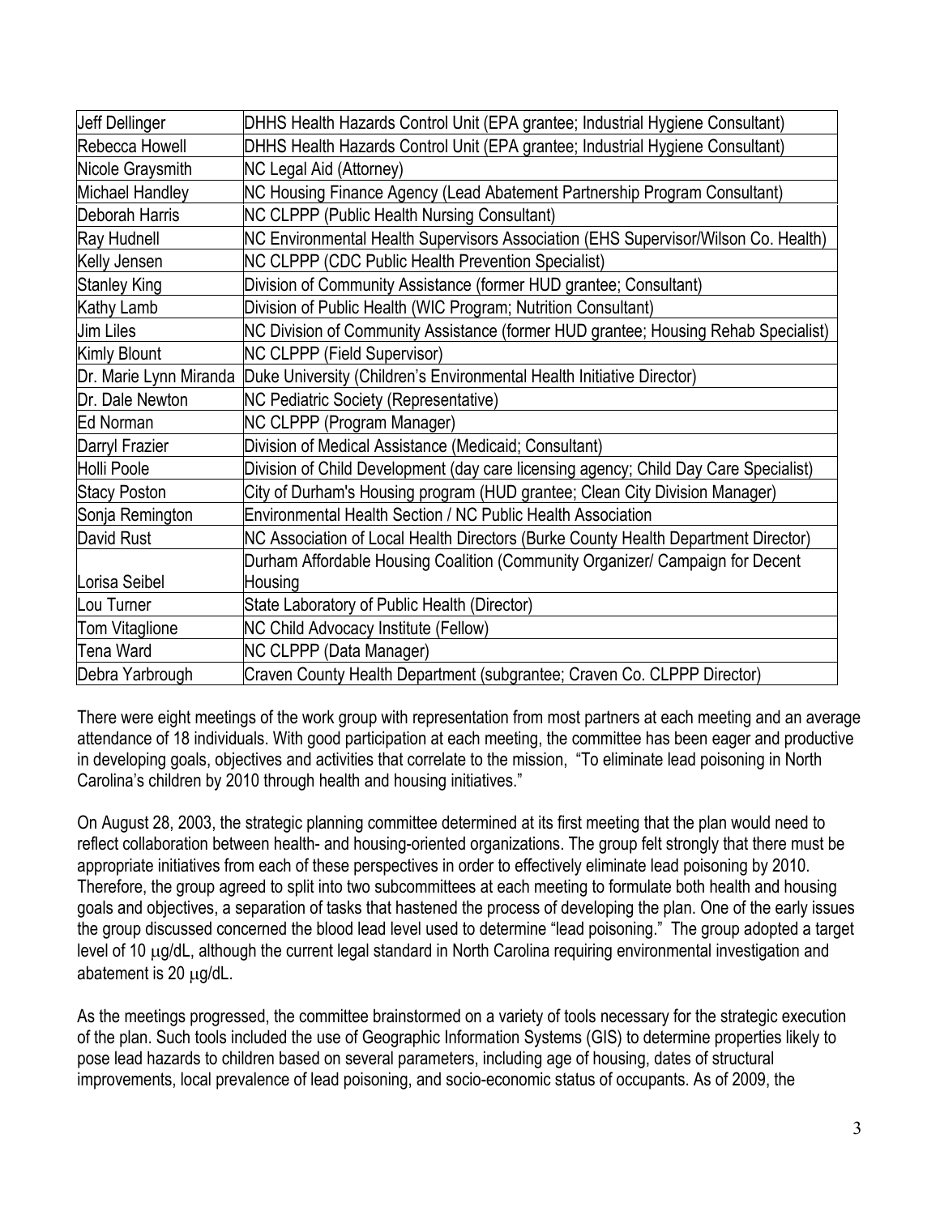| | |
|---|---|
| Jeff Dellinger | DHHS Health Hazards Control Unit (EPA grantee; Industrial Hygiene Consultant) |
| Rebecca Howell | DHHS Health Hazards Control Unit (EPA grantee; Industrial Hygiene Consultant) |
| Nicole Graysmith | NC Legal Aid (Attorney) |
| Michael Handley | NC Housing Finance Agency (Lead Abatement Partnership Program Consultant) |
| Deborah Harris | NC CLPPP (Public Health Nursing Consultant) |
| Ray Hudnell | NC Environmental Health Supervisors Association (EHS Supervisor/Wilson Co. Health) |
| Kelly Jensen | NC CLPPP (CDC Public Health Prevention Specialist) |
| Stanley King | Division of Community Assistance (former HUD grantee; Consultant) |
| Kathy Lamb | Division of Public Health (WIC Program; Nutrition Consultant) |
| Jim Liles | NC Division of Community Assistance (former HUD grantee; Housing Rehab Specialist) |
| Kimly Blount | NC CLPPP (Field Supervisor) |
| Dr. Marie Lynn Miranda | Duke University (Children's Environmental Health Initiative Director) |
| Dr. Dale Newton | NC Pediatric Society (Representative) |
| Ed Norman | NC CLPPP (Program Manager) |
| Darryl Frazier | Division of Medical Assistance (Medicaid; Consultant) |
| Holli Poole | Division of Child Development (day care licensing agency; Child Day Care Specialist) |
| Stacy Poston | City of Durham's Housing program (HUD grantee; Clean City Division Manager) |
| Sonja Remington | Environmental Health Section / NC Public Health Association |
| David Rust | NC Association of Local Health Directors (Burke County Health Department Director) |
| Lorisa Seibel | Durham Affordable Housing Coalition (Community Organizer/ Campaign for Decent Housing |
| Lou Turner | State Laboratory of Public Health (Director) |
| Tom Vitaglione | NC Child Advocacy Institute (Fellow) |
| Tena Ward | NC CLPPP (Data Manager) |
| Debra Yarbrough | Craven County Health Department (subgrantee; Craven Co. CLPPP Director) |

There were eight meetings of the work group with representation from most partners at each meeting and an average attendance of 18 individuals. With good participation at each meeting, the committee has been eager and productive in developing goals, objectives and activities that correlate to the mission, "To eliminate lead poisoning in North Carolina's children by 2010 through health and housing initiatives."

On August 28, 2003, the strategic planning committee determined at its first meeting that the plan would need to reflect collaboration between health- and housing-oriented organizations. The group felt strongly that there must be appropriate initiatives from each of these perspectives in order to effectively eliminate lead poisoning by 2010. Therefore, the group agreed to split into two subcommittees at each meeting to formulate both health and housing goals and objectives, a separation of tasks that hastened the process of developing the plan. One of the early issues the group discussed concerned the blood lead level used to determine "lead poisoning." The group adopted a target level of 10 μg/dL, although the current legal standard in North Carolina requiring environmental investigation and abatement is 20 μg/dL.

As the meetings progressed, the committee brainstormed on a variety of tools necessary for the strategic execution of the plan. Such tools included the use of Geographic Information Systems (GIS) to determine properties likely to pose lead hazards to children based on several parameters, including age of housing, dates of structural improvements, local prevalence of lead poisoning, and socio-economic status of occupants. As of 2009, the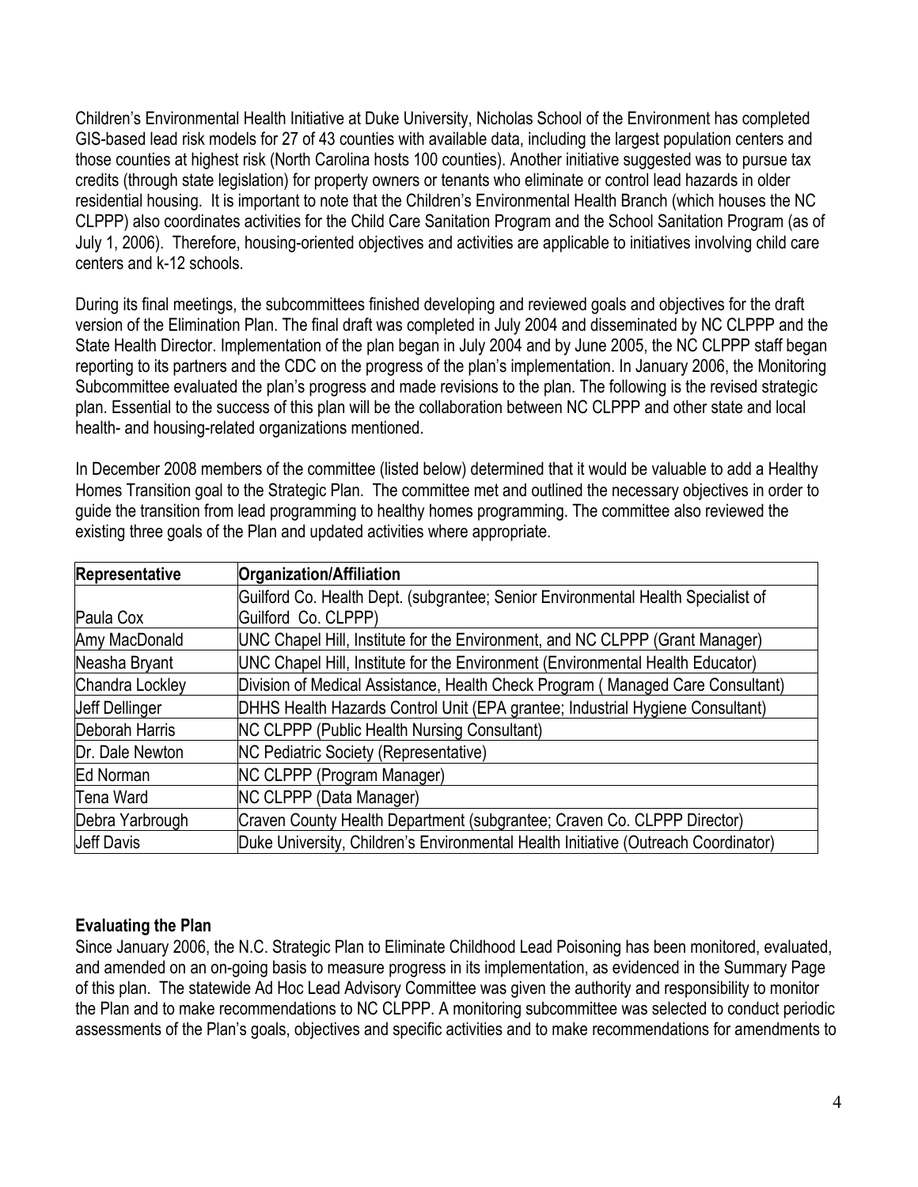Children's Environmental Health Initiative at Duke University, Nicholas School of the Environment has completed GIS-based lead risk models for 27 of 43 counties with available data, including the largest population centers and those counties at highest risk (North Carolina hosts 100 counties). Another initiative suggested was to pursue tax credits (through state legislation) for property owners or tenants who eliminate or control lead hazards in older residential housing. It is important to note that the Children's Environmental Health Branch (which houses the NC CLPPP) also coordinates activities for the Child Care Sanitation Program and the School Sanitation Program (as of July 1, 2006). Therefore, housing-oriented objectives and activities are applicable to initiatives involving child care centers and k-12 schools.

During its final meetings, the subcommittees finished developing and reviewed goals and objectives for the draft version of the Elimination Plan. The final draft was completed in July 2004 and disseminated by NC CLPPP and the State Health Director. Implementation of the plan began in July 2004 and by June 2005, the NC CLPPP staff began reporting to its partners and the CDC on the progress of the plan's implementation. In January 2006, the Monitoring Subcommittee evaluated the plan's progress and made revisions to the plan. The following is the revised strategic plan. Essential to the success of this plan will be the collaboration between NC CLPPP and other state and local health- and housing-related organizations mentioned.

In December 2008 members of the committee (listed below) determined that it would be valuable to add a Healthy Homes Transition goal to the Strategic Plan. The committee met and outlined the necessary objectives in order to guide the transition from lead programming to healthy homes programming. The committee also reviewed the existing three goals of the Plan and updated activities where appropriate.

| Representative | Organization/Affiliation |
|---|---|
| Paula Cox | Guilford Co. Health Dept. (subgrantee; Senior Environmental Health Specialist of Guilford Co. CLPPP) |
| Amy MacDonald | UNC Chapel Hill, Institute for the Environment, and NC CLPPP (Grant Manager) |
| Neasha Bryant | UNC Chapel Hill, Institute for the Environment (Environmental Health Educator) |
| Chandra Lockley | Division of Medical Assistance, Health Check Program ( Managed Care Consultant) |
| Jeff Dellinger | DHHS Health Hazards Control Unit (EPA grantee; Industrial Hygiene Consultant) |
| Deborah Harris | NC CLPPP (Public Health Nursing Consultant) |
| Dr. Dale Newton | NC Pediatric Society (Representative) |
| Ed Norman | NC CLPPP (Program Manager) |
| Tena Ward | NC CLPPP (Data Manager) |
| Debra Yarbrough | Craven County Health Department (subgrantee; Craven Co. CLPPP Director) |
| Jeff Davis | Duke University, Children's Environmental Health Initiative (Outreach Coordinator) |

**Evaluating the Plan**

Since January 2006, the N.C. Strategic Plan to Eliminate Childhood Lead Poisoning has been monitored, evaluated, and amended on an on-going basis to measure progress in its implementation, as evidenced in the Summary Page of this plan. The statewide Ad Hoc Lead Advisory Committee was given the authority and responsibility to monitor the Plan and to make recommendations to NC CLPPP. A monitoring subcommittee was selected to conduct periodic assessments of the Plan's goals, objectives and specific activities and to make recommendations for amendments to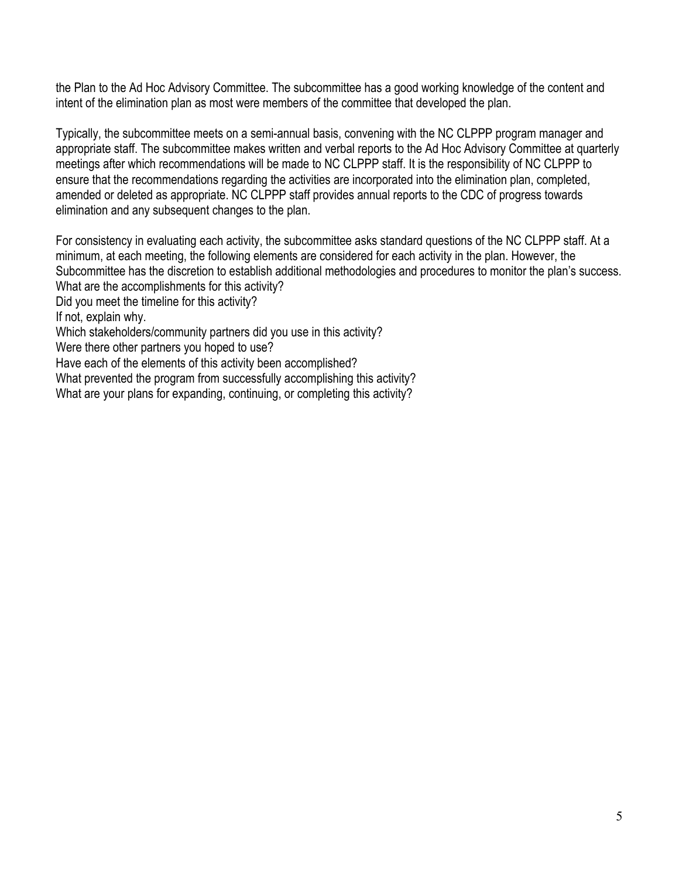the Plan to the Ad Hoc Advisory Committee. The subcommittee has a good working knowledge of the content and intent of the elimination plan as most were members of the committee that developed the plan.

Typically, the subcommittee meets on a semi-annual basis, convening with the NC CLPPP program manager and appropriate staff. The subcommittee makes written and verbal reports to the Ad Hoc Advisory Committee at quarterly meetings after which recommendations will be made to NC CLPPP staff. It is the responsibility of NC CLPPP to ensure that the recommendations regarding the activities are incorporated into the elimination plan, completed, amended or deleted as appropriate. NC CLPPP staff provides annual reports to the CDC of progress towards elimination and any subsequent changes to the plan.

For consistency in evaluating each activity, the subcommittee asks standard questions of the NC CLPPP staff. At a minimum, at each meeting, the following elements are considered for each activity in the plan. However, the Subcommittee has the discretion to establish additional methodologies and procedures to monitor the plan's success.

What are the accomplishments for this activity?  
Did you meet the timeline for this activity?  
If not, explain why.  
Which stakeholders/community partners did you use in this activity?  
Were there other partners you hoped to use?  
Have each of the elements of this activity been accomplished?  
What prevented the program from successfully accomplishing this activity?  
What are your plans for expanding, continuing, or completing this activity?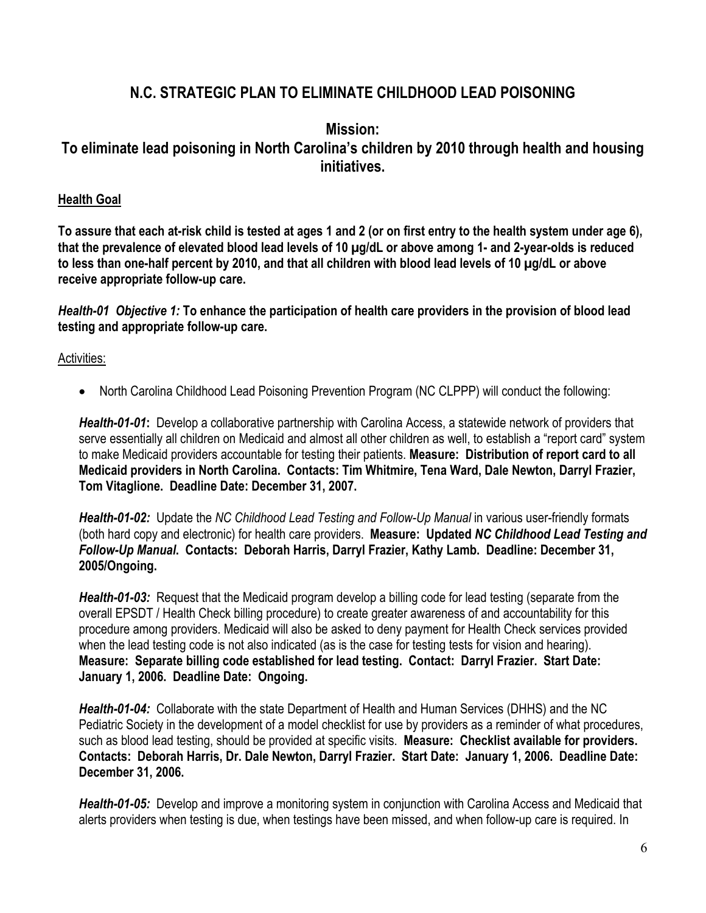# N.C. STRATEGIC PLAN TO ELIMINATE CHILDHOOD LEAD POISONING

## Mission:
## To eliminate lead poisoning in North Carolina's children by 2010 through health and housing initiatives.

**Health Goal**

**To assure that each at-risk child is tested at ages 1 and 2 (or on first entry to the health system under age 6), that the prevalence of elevated blood lead levels of 10 µg/dL or above among 1- and 2-year-olds is reduced to less than one-half percent by 2010, and that all children with blood lead levels of 10 µg/dL or above receive appropriate follow-up care.**

***Health-01 Objective 1:*** **To enhance the participation of health care providers in the provision of blood lead testing and appropriate follow-up care.**

Activities:

- North Carolina Childhood Lead Poisoning Prevention Program (NC CLPPP) will conduct the following:

***Health-01-01*:** Develop a collaborative partnership with Carolina Access, a statewide network of providers that serve essentially all children on Medicaid and almost all other children as well, to establish a "report card" system to make Medicaid providers accountable for testing their patients. **Measure: Distribution of report card to all Medicaid providers in North Carolina. Contacts: Tim Whitmire, Tena Ward, Dale Newton, Darryl Frazier, Tom Vitaglione. Deadline Date: December 31, 2007.**

***Health-01-02:*** Update the *NC Childhood Lead Testing and Follow-Up Manual* in various user-friendly formats (both hard copy and electronic) for health care providers. **Measure: Updated *NC Childhood Lead Testing and Follow-Up Manual*. Contacts: Deborah Harris, Darryl Frazier, Kathy Lamb. Deadline: December 31, 2005/Ongoing.**

***Health-01-03:*** Request that the Medicaid program develop a billing code for lead testing (separate from the overall EPSDT / Health Check billing procedure) to create greater awareness of and accountability for this procedure among providers. Medicaid will also be asked to deny payment for Health Check services provided when the lead testing code is not also indicated (as is the case for testing tests for vision and hearing). **Measure: Separate billing code established for lead testing. Contact: Darryl Frazier. Start Date: January 1, 2006. Deadline Date: Ongoing.**

***Health-01-04:*** Collaborate with the state Department of Health and Human Services (DHHS) and the NC Pediatric Society in the development of a model checklist for use by providers as a reminder of what procedures, such as blood lead testing, should be provided at specific visits. **Measure: Checklist available for providers. Contacts: Deborah Harris, Dr. Dale Newton, Darryl Frazier. Start Date: January 1, 2006. Deadline Date: December 31, 2006.**

***Health-01-05:*** Develop and improve a monitoring system in conjunction with Carolina Access and Medicaid that alerts providers when testing is due, when testings have been missed, and when follow-up care is required. In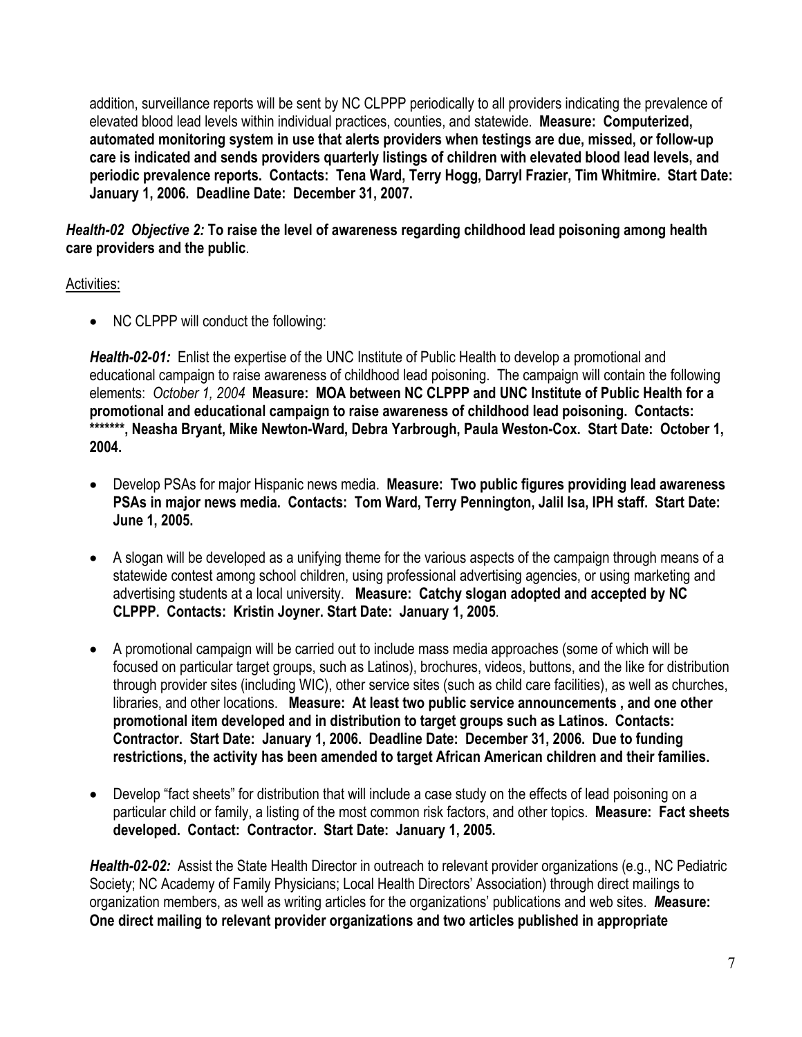addition, surveillance reports will be sent by NC CLPPP periodically to all providers indicating the prevalence of elevated blood lead levels within individual practices, counties, and statewide. **Measure: Computerized, automated monitoring system in use that alerts providers when testings are due, missed, or follow-up care is indicated and sends providers quarterly listings of children with elevated blood lead levels, and periodic prevalence reports. Contacts: Tena Ward, Terry Hogg, Darryl Frazier, Tim Whitmire. Start Date: January 1, 2006. Deadline Date: December 31, 2007.**

***Health-02 Objective 2:*** **To raise the level of awareness regarding childhood lead poisoning among health care providers and the public**.

Activities:

- NC CLPPP will conduct the following:

***Health-02-01:*** Enlist the expertise of the UNC Institute of Public Health to develop a promotional and educational campaign to raise awareness of childhood lead poisoning. The campaign will contain the following elements: *October 1, 2004* **Measure: MOA between NC CLPPP and UNC Institute of Public Health for a promotional and educational campaign to raise awareness of childhood lead poisoning. Contacts: *******, Neasha Bryant, Mike Newton-Ward, Debra Yarbrough, Paula Weston-Cox. Start Date: October 1, 2004.**

- Develop PSAs for major Hispanic news media. **Measure: Two public figures providing lead awareness PSAs in major news media. Contacts: Tom Ward, Terry Pennington, Jalil Isa, IPH staff. Start Date: June 1, 2005.**

- A slogan will be developed as a unifying theme for the various aspects of the campaign through means of a statewide contest among school children, using professional advertising agencies, or using marketing and advertising students at a local university. **Measure: Catchy slogan adopted and accepted by NC CLPPP. Contacts: Kristin Joyner. Start Date: January 1, 2005**.

- A promotional campaign will be carried out to include mass media approaches (some of which will be focused on particular target groups, such as Latinos), brochures, videos, buttons, and the like for distribution through provider sites (including WIC), other service sites (such as child care facilities), as well as churches, libraries, and other locations. **Measure: At least two public service announcements , and one other promotional item developed and in distribution to target groups such as Latinos. Contacts: Contractor. Start Date: January 1, 2006. Deadline Date: December 31, 2006. Due to funding restrictions, the activity has been amended to target African American children and their families.**

- Develop "fact sheets" for distribution that will include a case study on the effects of lead poisoning on a particular child or family, a listing of the most common risk factors, and other topics. **Measure: Fact sheets developed. Contact: Contractor. Start Date: January 1, 2005.**

***Health-02-02:*** Assist the State Health Director in outreach to relevant provider organizations (e.g., NC Pediatric Society; NC Academy of Family Physicians; Local Health Directors' Association) through direct mailings to organization members, as well as writing articles for the organizations' publications and web sites. ***M*easure: One direct mailing to relevant provider organizations and two articles published in appropriate**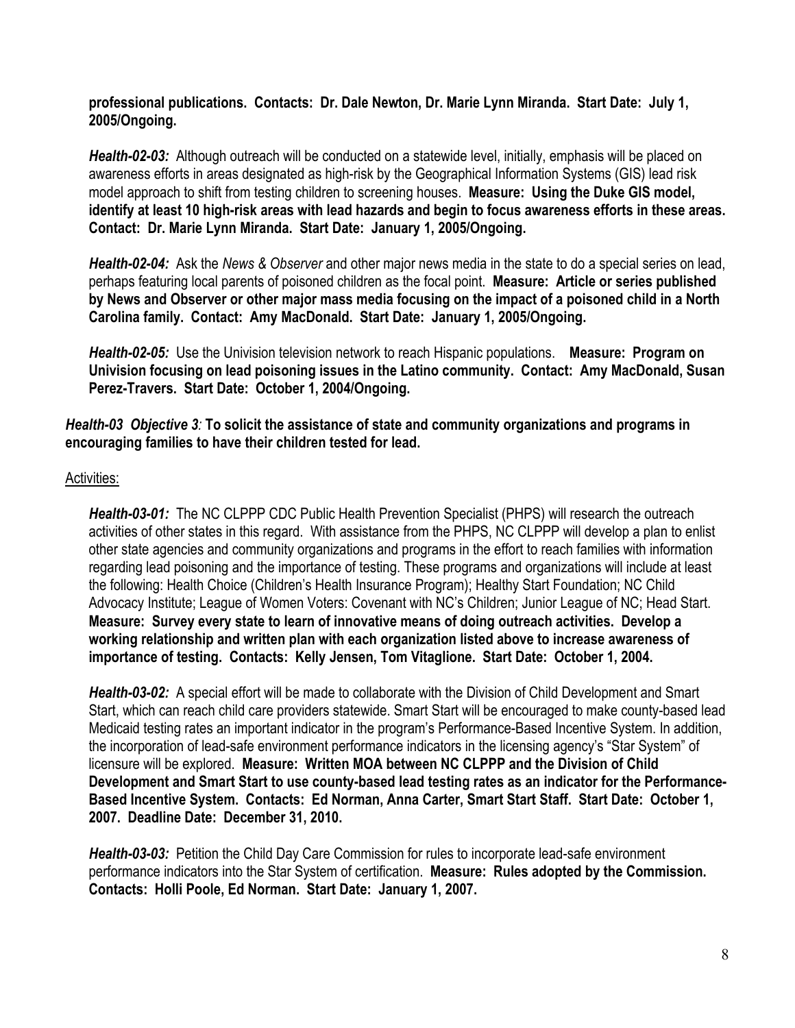**professional publications. Contacts: Dr. Dale Newton, Dr. Marie Lynn Miranda. Start Date: July 1, 2005/Ongoing.**

***Health-02-03:*** Although outreach will be conducted on a statewide level, initially, emphasis will be placed on awareness efforts in areas designated as high-risk by the Geographical Information Systems (GIS) lead risk model approach to shift from testing children to screening houses. **Measure: Using the Duke GIS model, identify at least 10 high-risk areas with lead hazards and begin to focus awareness efforts in these areas. Contact: Dr. Marie Lynn Miranda. Start Date: January 1, 2005/Ongoing.**

***Health-02-04:*** Ask the *News & Observer* and other major news media in the state to do a special series on lead, perhaps featuring local parents of poisoned children as the focal point. **Measure: Article or series published by News and Observer or other major mass media focusing on the impact of a poisoned child in a North Carolina family. Contact: Amy MacDonald. Start Date: January 1, 2005/Ongoing.**

***Health-02-05:*** Use the Univision television network to reach Hispanic populations. **Measure: Program on Univision focusing on lead poisoning issues in the Latino community. Contact: Amy MacDonald, Susan Perez-Travers. Start Date: October 1, 2004/Ongoing.**

***Health-03 Objective 3*: To solicit the assistance of state and community organizations and programs in encouraging families to have their children tested for lead.**

Activities:

***Health-03-01:*** The NC CLPPP CDC Public Health Prevention Specialist (PHPS) will research the outreach activities of other states in this regard. With assistance from the PHPS, NC CLPPP will develop a plan to enlist other state agencies and community organizations and programs in the effort to reach families with information regarding lead poisoning and the importance of testing. These programs and organizations will include at least the following: Health Choice (Children's Health Insurance Program); Healthy Start Foundation; NC Child Advocacy Institute; League of Women Voters: Covenant with NC's Children; Junior League of NC; Head Start. **Measure: Survey every state to learn of innovative means of doing outreach activities. Develop a working relationship and written plan with each organization listed above to increase awareness of importance of testing. Contacts: Kelly Jensen, Tom Vitaglione. Start Date: October 1, 2004.**

***Health-03-02:*** A special effort will be made to collaborate with the Division of Child Development and Smart Start, which can reach child care providers statewide. Smart Start will be encouraged to make county-based lead Medicaid testing rates an important indicator in the program's Performance-Based Incentive System. In addition, the incorporation of lead-safe environment performance indicators in the licensing agency's "Star System" of licensure will be explored. **Measure: Written MOA between NC CLPPP and the Division of Child Development and Smart Start to use county-based lead testing rates as an indicator for the Performance-Based Incentive System. Contacts: Ed Norman, Anna Carter, Smart Start Staff. Start Date: October 1, 2007. Deadline Date: December 31, 2010.**

***Health-03-03:*** Petition the Child Day Care Commission for rules to incorporate lead-safe environment performance indicators into the Star System of certification. **Measure: Rules adopted by the Commission. Contacts: Holli Poole, Ed Norman. Start Date: January 1, 2007.**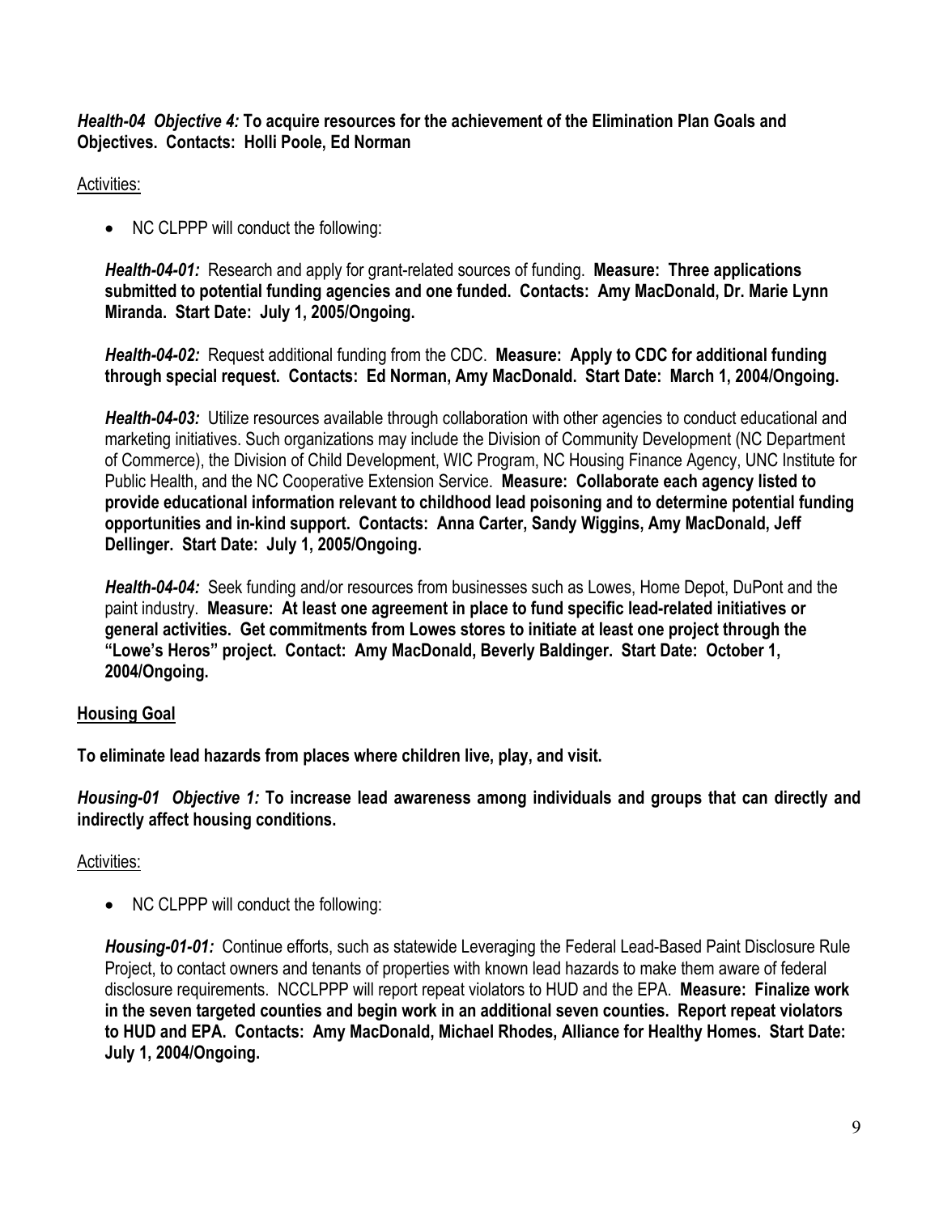***Health-04 Objective 4:*** **To acquire resources for the achievement of the Elimination Plan Goals and Objectives. Contacts: Holli Poole, Ed Norman**

Activities:

- NC CLPPP will conduct the following:

  ***Health-04-01:*** Research and apply for grant-related sources of funding. **Measure: Three applications submitted to potential funding agencies and one funded. Contacts: Amy MacDonald, Dr. Marie Lynn Miranda. Start Date: July 1, 2005/Ongoing.**

  ***Health-04-02:*** Request additional funding from the CDC. **Measure: Apply to CDC for additional funding through special request. Contacts: Ed Norman, Amy MacDonald. Start Date: March 1, 2004/Ongoing.**

  ***Health-04-03:*** Utilize resources available through collaboration with other agencies to conduct educational and marketing initiatives. Such organizations may include the Division of Community Development (NC Department of Commerce), the Division of Child Development, WIC Program, NC Housing Finance Agency, UNC Institute for Public Health, and the NC Cooperative Extension Service. **Measure: Collaborate each agency listed to provide educational information relevant to childhood lead poisoning and to determine potential funding opportunities and in-kind support. Contacts: Anna Carter, Sandy Wiggins, Amy MacDonald, Jeff Dellinger. Start Date: July 1, 2005/Ongoing.**

  ***Health-04-04:*** Seek funding and/or resources from businesses such as Lowes, Home Depot, DuPont and the paint industry. **Measure: At least one agreement in place to fund specific lead-related initiatives or general activities. Get commitments from Lowes stores to initiate at least one project through the "Lowe's Heros" project. Contact: Amy MacDonald, Beverly Baldinger. Start Date: October 1, 2004/Ongoing.**

## Housing Goal

**To eliminate lead hazards from places where children live, play, and visit.**

***Housing-01 Objective 1:*** **To increase lead awareness among individuals and groups that can directly and indirectly affect housing conditions.**

Activities:

- NC CLPPP will conduct the following:

  ***Housing-01-01:*** Continue efforts, such as statewide Leveraging the Federal Lead-Based Paint Disclosure Rule Project, to contact owners and tenants of properties with known lead hazards to make them aware of federal disclosure requirements. NCCLPPP will report repeat violators to HUD and the EPA. **Measure: Finalize work in the seven targeted counties and begin work in an additional seven counties. Report repeat violators to HUD and EPA. Contacts: Amy MacDonald, Michael Rhodes, Alliance for Healthy Homes. Start Date: July 1, 2004/Ongoing.**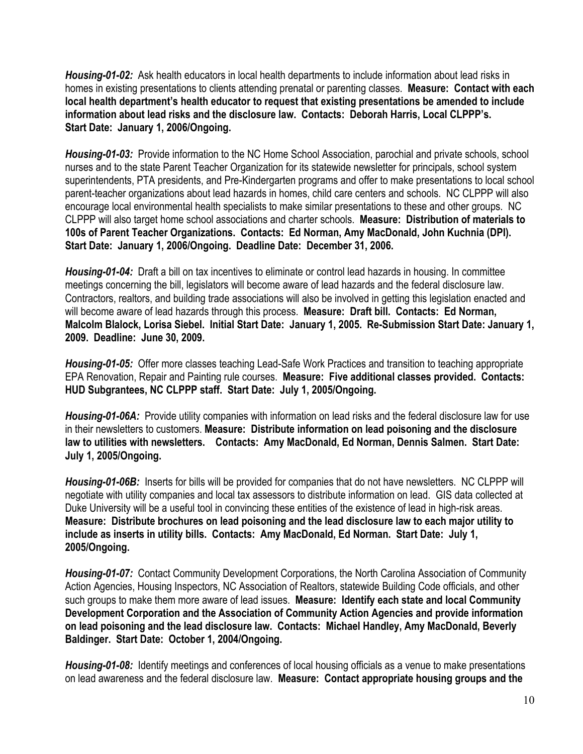***Housing-01-02:*** Ask health educators in local health departments to include information about lead risks in homes in existing presentations to clients attending prenatal or parenting classes. **Measure: Contact with each local health department's health educator to request that existing presentations be amended to include information about lead risks and the disclosure law. Contacts: Deborah Harris, Local CLPPP's. Start Date: January 1, 2006/Ongoing.**

***Housing-01-03:*** Provide information to the NC Home School Association, parochial and private schools, school nurses and to the state Parent Teacher Organization for its statewide newsletter for principals, school system superintendents, PTA presidents, and Pre-Kindergarten programs and offer to make presentations to local school parent-teacher organizations about lead hazards in homes, child care centers and schools. NC CLPPP will also encourage local environmental health specialists to make similar presentations to these and other groups. NC CLPPP will also target home school associations and charter schools. **Measure: Distribution of materials to 100s of Parent Teacher Organizations. Contacts: Ed Norman, Amy MacDonald, John Kuchnia (DPI). Start Date: January 1, 2006/Ongoing. Deadline Date: December 31, 2006.**

***Housing-01-04:*** Draft a bill on tax incentives to eliminate or control lead hazards in housing. In committee meetings concerning the bill, legislators will become aware of lead hazards and the federal disclosure law. Contractors, realtors, and building trade associations will also be involved in getting this legislation enacted and will become aware of lead hazards through this process. **Measure: Draft bill. Contacts: Ed Norman, Malcolm Blalock, Lorisa Siebel. Initial Start Date: January 1, 2005. Re-Submission Start Date: January 1, 2009. Deadline: June 30, 2009.**

***Housing-01-05:*** Offer more classes teaching Lead-Safe Work Practices and transition to teaching appropriate EPA Renovation, Repair and Painting rule courses. **Measure: Five additional classes provided. Contacts: HUD Subgrantees, NC CLPPP staff. Start Date: July 1, 2005/Ongoing.**

***Housing-01-06A:*** Provide utility companies with information on lead risks and the federal disclosure law for use in their newsletters to customers. **Measure: Distribute information on lead poisoning and the disclosure law to utilities with newsletters. Contacts: Amy MacDonald, Ed Norman, Dennis Salmen. Start Date: July 1, 2005/Ongoing.**

***Housing-01-06B:*** Inserts for bills will be provided for companies that do not have newsletters. NC CLPPP will negotiate with utility companies and local tax assessors to distribute information on lead. GIS data collected at Duke University will be a useful tool in convincing these entities of the existence of lead in high-risk areas. **Measure: Distribute brochures on lead poisoning and the lead disclosure law to each major utility to include as inserts in utility bills. Contacts: Amy MacDonald, Ed Norman. Start Date: July 1, 2005/Ongoing.**

***Housing-01-07:*** Contact Community Development Corporations, the North Carolina Association of Community Action Agencies, Housing Inspectors, NC Association of Realtors, statewide Building Code officials, and other such groups to make them more aware of lead issues. **Measure: Identify each state and local Community Development Corporation and the Association of Community Action Agencies and provide information on lead poisoning and the lead disclosure law. Contacts: Michael Handley, Amy MacDonald, Beverly Baldinger. Start Date: October 1, 2004/Ongoing.**

***Housing-01-08:*** Identify meetings and conferences of local housing officials as a venue to make presentations on lead awareness and the federal disclosure law. **Measure: Contact appropriate housing groups and the**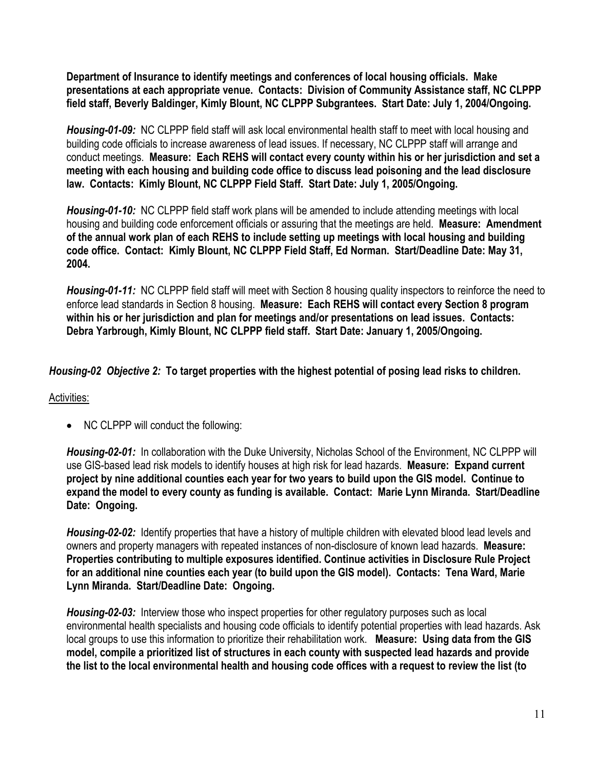**Department of Insurance to identify meetings and conferences of local housing officials. Make presentations at each appropriate venue. Contacts: Division of Community Assistance staff, NC CLPPP field staff, Beverly Baldinger, Kimly Blount, NC CLPPP Subgrantees. Start Date: July 1, 2004/Ongoing.**

***Housing-01-09:*** NC CLPPP field staff will ask local environmental health staff to meet with local housing and building code officials to increase awareness of lead issues. If necessary, NC CLPPP staff will arrange and conduct meetings. **Measure: Each REHS will contact every county within his or her jurisdiction and set a meeting with each housing and building code office to discuss lead poisoning and the lead disclosure law. Contacts: Kimly Blount, NC CLPPP Field Staff. Start Date: July 1, 2005/Ongoing.**

***Housing-01-10:*** NC CLPPP field staff work plans will be amended to include attending meetings with local housing and building code enforcement officials or assuring that the meetings are held. **Measure: Amendment of the annual work plan of each REHS to include setting up meetings with local housing and building code office. Contact: Kimly Blount, NC CLPPP Field Staff, Ed Norman. Start/Deadline Date: May 31, 2004.**

***Housing-01-11:*** NC CLPPP field staff will meet with Section 8 housing quality inspectors to reinforce the need to enforce lead standards in Section 8 housing. **Measure: Each REHS will contact every Section 8 program within his or her jurisdiction and plan for meetings and/or presentations on lead issues. Contacts: Debra Yarbrough, Kimly Blount, NC CLPPP field staff. Start Date: January 1, 2005/Ongoing.**

***Housing-02 Objective 2:*** **To target properties with the highest potential of posing lead risks to children.**

Activities:

- NC CLPPP will conduct the following:

***Housing-02-01:*** In collaboration with the Duke University, Nicholas School of the Environment, NC CLPPP will use GIS-based lead risk models to identify houses at high risk for lead hazards. **Measure: Expand current project by nine additional counties each year for two years to build upon the GIS model. Continue to expand the model to every county as funding is available. Contact: Marie Lynn Miranda. Start/Deadline Date: Ongoing.**

***Housing-02-02:*** Identify properties that have a history of multiple children with elevated blood lead levels and owners and property managers with repeated instances of non-disclosure of known lead hazards. **Measure: Properties contributing to multiple exposures identified. Continue activities in Disclosure Rule Project for an additional nine counties each year (to build upon the GIS model). Contacts: Tena Ward, Marie Lynn Miranda. Start/Deadline Date: Ongoing.**

***Housing-02-03:*** Interview those who inspect properties for other regulatory purposes such as local environmental health specialists and housing code officials to identify potential properties with lead hazards. Ask local groups to use this information to prioritize their rehabilitation work. **Measure: Using data from the GIS model, compile a prioritized list of structures in each county with suspected lead hazards and provide the list to the local environmental health and housing code offices with a request to review the list (to**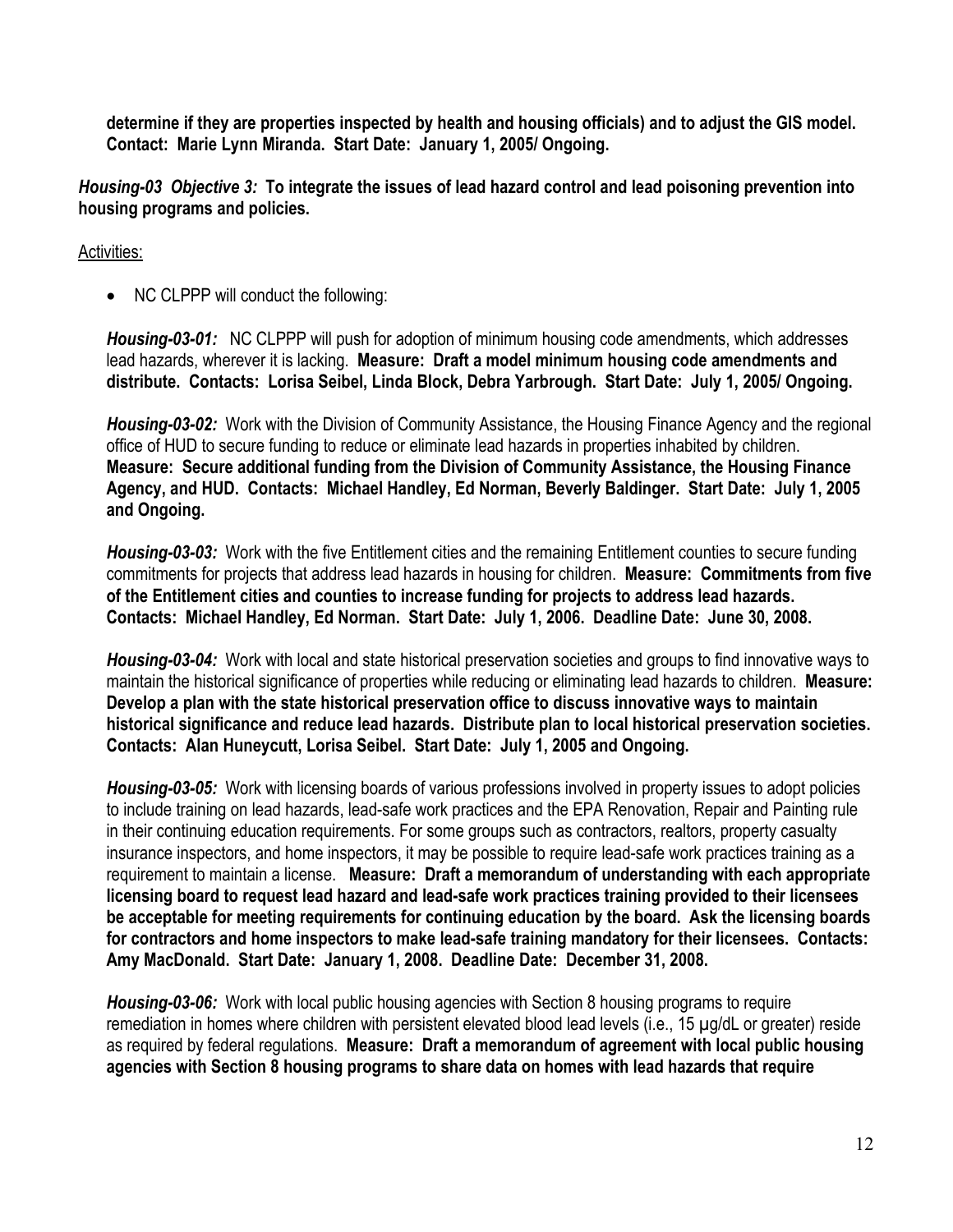**determine if they are properties inspected by health and housing officials) and to adjust the GIS model. Contact: Marie Lynn Miranda. Start Date: January 1, 2005/ Ongoing.**

***Housing-03 Objective 3:*** **To integrate the issues of lead hazard control and lead poisoning prevention into housing programs and policies.**

Activities:

- NC CLPPP will conduct the following:

***Housing-03-01:*** NC CLPPP will push for adoption of minimum housing code amendments, which addresses lead hazards, wherever it is lacking. **Measure: Draft a model minimum housing code amendments and distribute. Contacts: Lorisa Seibel, Linda Block, Debra Yarbrough. Start Date: July 1, 2005/ Ongoing.**

***Housing-03-02:*** Work with the Division of Community Assistance, the Housing Finance Agency and the regional office of HUD to secure funding to reduce or eliminate lead hazards in properties inhabited by children. **Measure: Secure additional funding from the Division of Community Assistance, the Housing Finance Agency, and HUD. Contacts: Michael Handley, Ed Norman, Beverly Baldinger. Start Date: July 1, 2005 and Ongoing.**

***Housing-03-03:*** Work with the five Entitlement cities and the remaining Entitlement counties to secure funding commitments for projects that address lead hazards in housing for children. **Measure: Commitments from five of the Entitlement cities and counties to increase funding for projects to address lead hazards. Contacts: Michael Handley, Ed Norman. Start Date: July 1, 2006. Deadline Date: June 30, 2008.**

***Housing-03-04:*** Work with local and state historical preservation societies and groups to find innovative ways to maintain the historical significance of properties while reducing or eliminating lead hazards to children. **Measure: Develop a plan with the state historical preservation office to discuss innovative ways to maintain historical significance and reduce lead hazards. Distribute plan to local historical preservation societies. Contacts: Alan Huneycutt, Lorisa Seibel. Start Date: July 1, 2005 and Ongoing.**

***Housing-03-05:*** Work with licensing boards of various professions involved in property issues to adopt policies to include training on lead hazards, lead-safe work practices and the EPA Renovation, Repair and Painting rule in their continuing education requirements. For some groups such as contractors, realtors, property casualty insurance inspectors, and home inspectors, it may be possible to require lead-safe work practices training as a requirement to maintain a license. **Measure: Draft a memorandum of understanding with each appropriate licensing board to request lead hazard and lead-safe work practices training provided to their licensees be acceptable for meeting requirements for continuing education by the board. Ask the licensing boards for contractors and home inspectors to make lead-safe training mandatory for their licensees. Contacts: Amy MacDonald. Start Date: January 1, 2008. Deadline Date: December 31, 2008.**

***Housing-03-06:*** Work with local public housing agencies with Section 8 housing programs to require remediation in homes where children with persistent elevated blood lead levels (i.e., 15 µg/dL or greater) reside as required by federal regulations. **Measure: Draft a memorandum of agreement with local public housing agencies with Section 8 housing programs to share data on homes with lead hazards that require**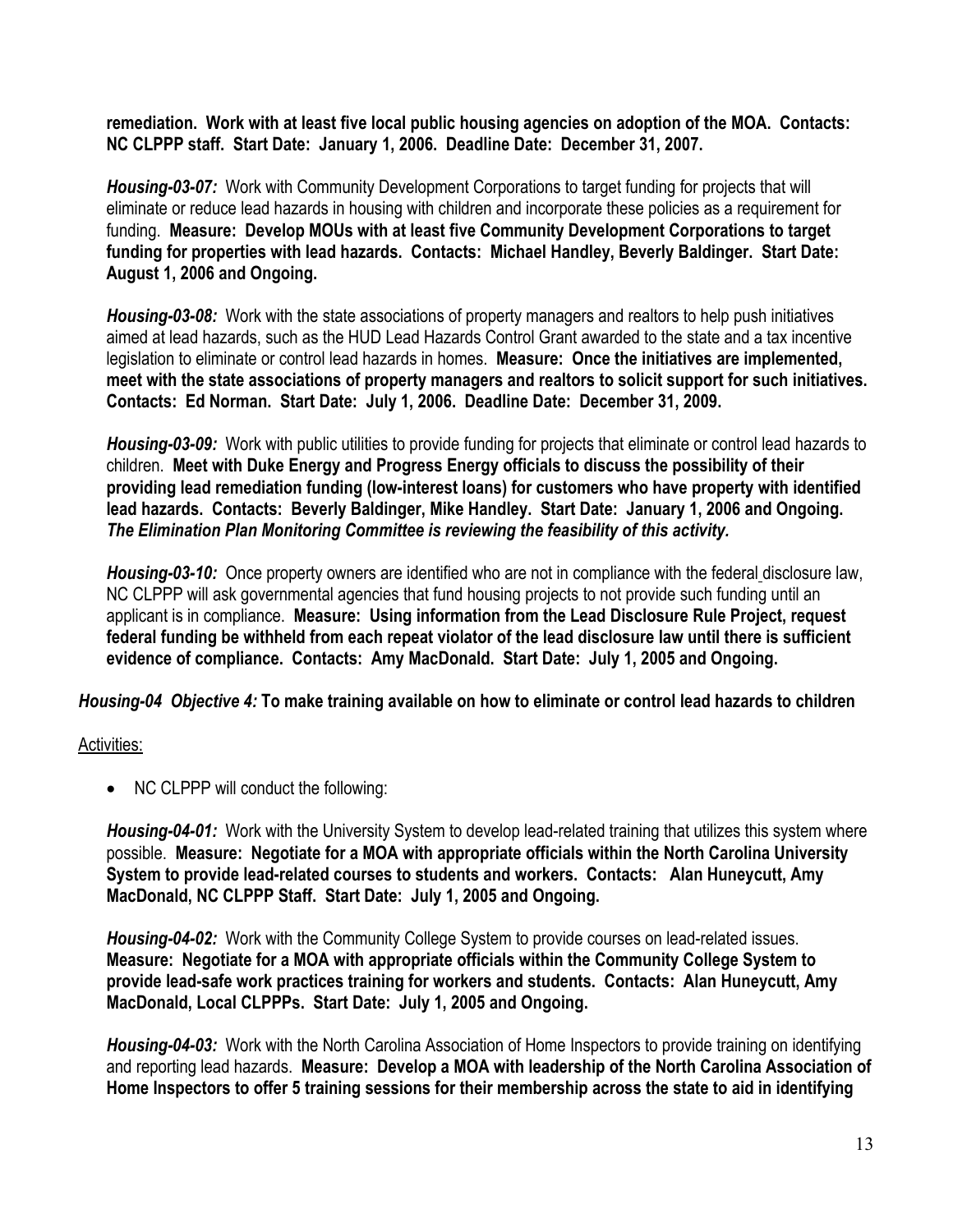**remediation. Work with at least five local public housing agencies on adoption of the MOA. Contacts: NC CLPPP staff. Start Date: January 1, 2006. Deadline Date: December 31, 2007.**

***Housing-03-07:*** Work with Community Development Corporations to target funding for projects that will eliminate or reduce lead hazards in housing with children and incorporate these policies as a requirement for funding. **Measure: Develop MOUs with at least five Community Development Corporations to target funding for properties with lead hazards. Contacts: Michael Handley, Beverly Baldinger. Start Date: August 1, 2006 and Ongoing.**

***Housing-03-08:*** Work with the state associations of property managers and realtors to help push initiatives aimed at lead hazards, such as the HUD Lead Hazards Control Grant awarded to the state and a tax incentive legislation to eliminate or control lead hazards in homes. **Measure: Once the initiatives are implemented, meet with the state associations of property managers and realtors to solicit support for such initiatives. Contacts: Ed Norman. Start Date: July 1, 2006. Deadline Date: December 31, 2009.**

***Housing-03-09:*** Work with public utilities to provide funding for projects that eliminate or control lead hazards to children. **Meet with Duke Energy and Progress Energy officials to discuss the possibility of their providing lead remediation funding (low-interest loans) for customers who have property with identified lead hazards. Contacts: Beverly Baldinger, Mike Handley. Start Date: January 1, 2006 and Ongoing.** ***The Elimination Plan Monitoring Committee is reviewing the feasibility of this activity.***

***Housing-03-10:*** Once property owners are identified who are not in compliance with the federal disclosure law, NC CLPPP will ask governmental agencies that fund housing projects to not provide such funding until an applicant is in compliance. **Measure: Using information from the Lead Disclosure Rule Project, request federal funding be withheld from each repeat violator of the lead disclosure law until there is sufficient evidence of compliance. Contacts: Amy MacDonald. Start Date: July 1, 2005 and Ongoing.**

***Housing-04 Objective 4:*** **To make training available on how to eliminate or control lead hazards to children**

Activities:

- NC CLPPP will conduct the following:

***Housing-04-01:*** Work with the University System to develop lead-related training that utilizes this system where possible. **Measure: Negotiate for a MOA with appropriate officials within the North Carolina University System to provide lead-related courses to students and workers. Contacts: Alan Huneycutt, Amy MacDonald, NC CLPPP Staff. Start Date: July 1, 2005 and Ongoing.**

***Housing-04-02:*** Work with the Community College System to provide courses on lead-related issues. **Measure: Negotiate for a MOA with appropriate officials within the Community College System to provide lead-safe work practices training for workers and students. Contacts: Alan Huneycutt, Amy MacDonald, Local CLPPPs. Start Date: July 1, 2005 and Ongoing.**

***Housing-04-03:*** Work with the North Carolina Association of Home Inspectors to provide training on identifying and reporting lead hazards. **Measure: Develop a MOA with leadership of the North Carolina Association of Home Inspectors to offer 5 training sessions for their membership across the state to aid in identifying**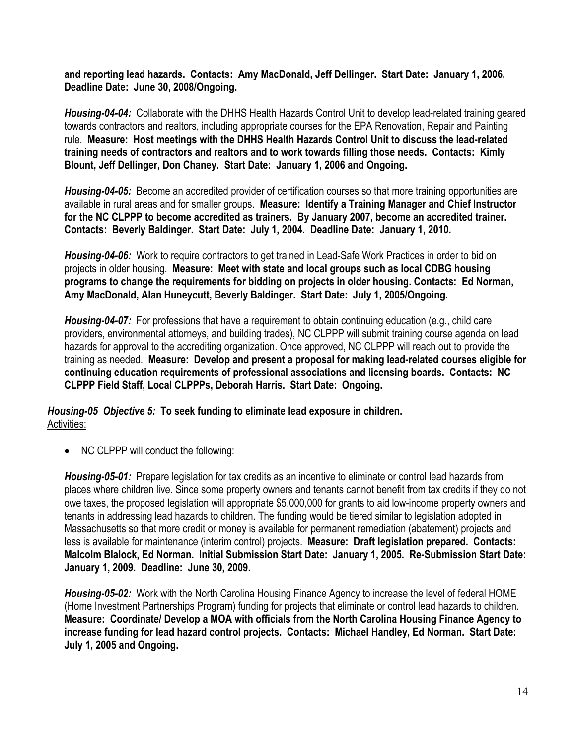**and reporting lead hazards. Contacts: Amy MacDonald, Jeff Dellinger. Start Date: January 1, 2006. Deadline Date: June 30, 2008/Ongoing.**

***Housing-04-04:*** Collaborate with the DHHS Health Hazards Control Unit to develop lead-related training geared towards contractors and realtors, including appropriate courses for the EPA Renovation, Repair and Painting rule. **Measure: Host meetings with the DHHS Health Hazards Control Unit to discuss the lead-related training needs of contractors and realtors and to work towards filling those needs. Contacts: Kimly Blount, Jeff Dellinger, Don Chaney. Start Date: January 1, 2006 and Ongoing.**

***Housing-04-05:*** Become an accredited provider of certification courses so that more training opportunities are available in rural areas and for smaller groups. **Measure: Identify a Training Manager and Chief Instructor for the NC CLPPP to become accredited as trainers. By January 2007, become an accredited trainer. Contacts: Beverly Baldinger. Start Date: July 1, 2004. Deadline Date: January 1, 2010.**

***Housing-04-06:*** Work to require contractors to get trained in Lead-Safe Work Practices in order to bid on projects in older housing. **Measure: Meet with state and local groups such as local CDBG housing programs to change the requirements for bidding on projects in older housing. Contacts: Ed Norman, Amy MacDonald, Alan Huneycutt, Beverly Baldinger. Start Date: July 1, 2005/Ongoing.**

***Housing-04-07:*** For professions that have a requirement to obtain continuing education (e.g., child care providers, environmental attorneys, and building trades), NC CLPPP will submit training course agenda on lead hazards for approval to the accrediting organization. Once approved, NC CLPPP will reach out to provide the training as needed. **Measure: Develop and present a proposal for making lead-related courses eligible for continuing education requirements of professional associations and licensing boards. Contacts: NC CLPPP Field Staff, Local CLPPPs, Deborah Harris. Start Date: Ongoing.**

***Housing-05 Objective 5:*** **To seek funding to eliminate lead exposure in children.**
Activities:

- NC CLPPP will conduct the following:

***Housing-05-01:*** Prepare legislation for tax credits as an incentive to eliminate or control lead hazards from places where children live. Since some property owners and tenants cannot benefit from tax credits if they do not owe taxes, the proposed legislation will appropriate $5,000,000 for grants to aid low-income property owners and tenants in addressing lead hazards to children. The funding would be tiered similar to legislation adopted in Massachusetts so that more credit or money is available for permanent remediation (abatement) projects and less is available for maintenance (interim control) projects. **Measure: Draft legislation prepared. Contacts: Malcolm Blalock, Ed Norman. Initial Submission Start Date: January 1, 2005. Re-Submission Start Date: January 1, 2009. Deadline: June 30, 2009.**

***Housing-05-02:*** Work with the North Carolina Housing Finance Agency to increase the level of federal HOME (Home Investment Partnerships Program) funding for projects that eliminate or control lead hazards to children. **Measure: Coordinate/ Develop a MOA with officials from the North Carolina Housing Finance Agency to increase funding for lead hazard control projects. Contacts: Michael Handley, Ed Norman. Start Date: July 1, 2005 and Ongoing.**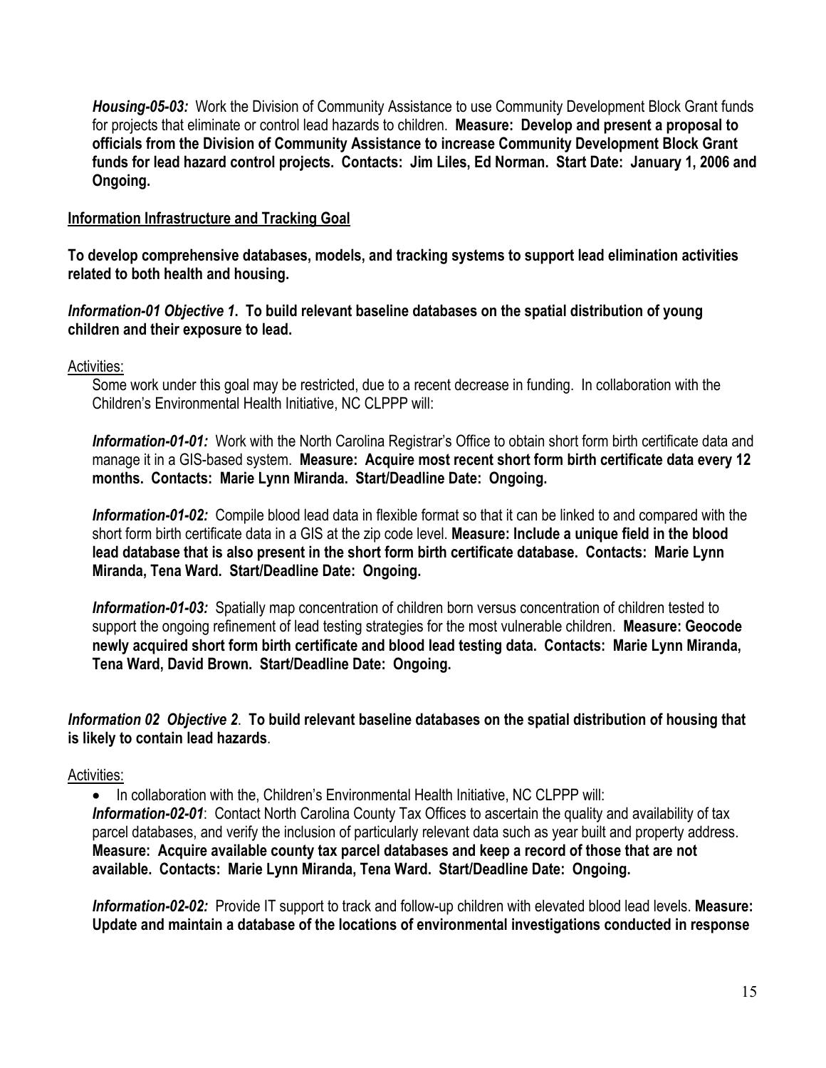***Housing-05-03:*** Work the Division of Community Assistance to use Community Development Block Grant funds for projects that eliminate or control lead hazards to children. **Measure: Develop and present a proposal to officials from the Division of Community Assistance to increase Community Development Block Grant funds for lead hazard control projects. Contacts: Jim Liles, Ed Norman. Start Date: January 1, 2006 and Ongoing.**

<u>**Information Infrastructure and Tracking Goal**</u>

**To develop comprehensive databases, models, and tracking systems to support lead elimination activities related to both health and housing.**

***Information-01 Objective 1*. To build relevant baseline databases on the spatial distribution of young children and their exposure to lead.**

<u>Activities:</u>

Some work under this goal may be restricted, due to a recent decrease in funding. In collaboration with the Children's Environmental Health Initiative, NC CLPPP will:

***Information-01-01:*** Work with the North Carolina Registrar's Office to obtain short form birth certificate data and manage it in a GIS-based system. **Measure: Acquire most recent short form birth certificate data every 12 months. Contacts: Marie Lynn Miranda. Start/Deadline Date: Ongoing.**

***Information-01-02:*** Compile blood lead data in flexible format so that it can be linked to and compared with the short form birth certificate data in a GIS at the zip code level. **Measure: Include a unique field in the blood lead database that is also present in the short form birth certificate database. Contacts: Marie Lynn Miranda, Tena Ward. Start/Deadline Date: Ongoing.**

***Information-01-03:*** Spatially map concentration of children born versus concentration of children tested to support the ongoing refinement of lead testing strategies for the most vulnerable children. **Measure: Geocode newly acquired short form birth certificate and blood lead testing data. Contacts: Marie Lynn Miranda, Tena Ward, David Brown. Start/Deadline Date: Ongoing.**

***Information 02 Objective 2*. To build relevant baseline databases on the spatial distribution of housing that is likely to contain lead hazards**.

<u>Activities:</u>

- In collaboration with the, Children's Environmental Health Initiative, NC CLPPP will:

***Information-02-01***: Contact North Carolina County Tax Offices to ascertain the quality and availability of tax parcel databases, and verify the inclusion of particularly relevant data such as year built and property address. **Measure: Acquire available county tax parcel databases and keep a record of those that are not available. Contacts: Marie Lynn Miranda, Tena Ward. Start/Deadline Date: Ongoing.**

***Information-02-02:*** Provide IT support to track and follow-up children with elevated blood lead levels. **Measure: Update and maintain a database of the locations of environmental investigations conducted in response**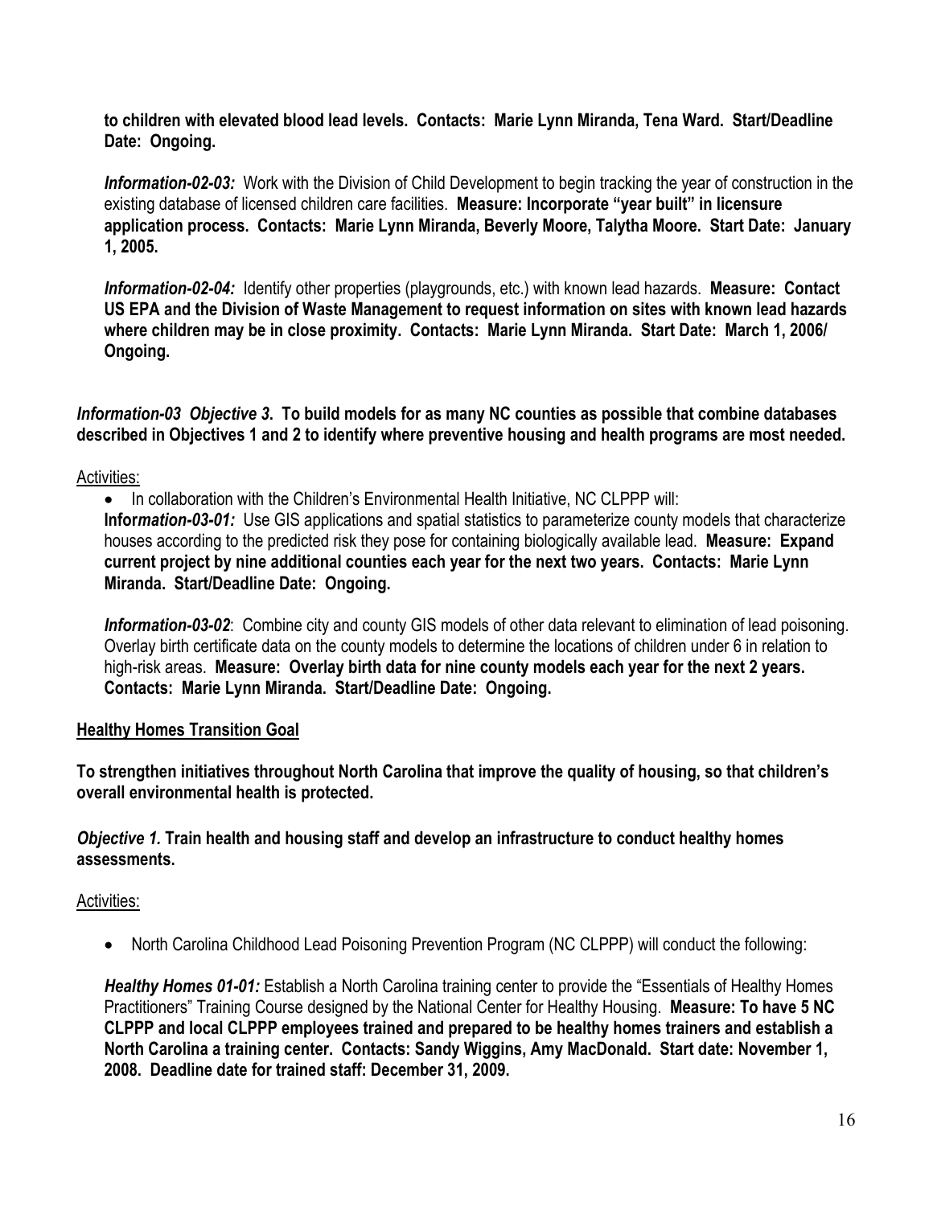**to children with elevated blood lead levels. Contacts: Marie Lynn Miranda, Tena Ward. Start/Deadline Date: Ongoing.**

***Information-02-03:*** Work with the Division of Child Development to begin tracking the year of construction in the existing database of licensed children care facilities. **Measure: Incorporate "year built" in licensure application process. Contacts: Marie Lynn Miranda, Beverly Moore, Talytha Moore. Start Date: January 1, 2005.**

***Information-02-04:*** Identify other properties (playgrounds, etc.) with known lead hazards. **Measure: Contact US EPA and the Division of Waste Management to request information on sites with known lead hazards where children may be in close proximity. Contacts: Marie Lynn Miranda. Start Date: March 1, 2006/ Ongoing.**

***Information-03 Objective 3*. To build models for as many NC counties as possible that combine databases described in Objectives 1 and 2 to identify where preventive housing and health programs are most needed.**

Activities:

- In collaboration with the Children's Environmental Health Initiative, NC CLPPP will:

**Infor*mation-03-01:*** Use GIS applications and spatial statistics to parameterize county models that characterize houses according to the predicted risk they pose for containing biologically available lead. **Measure: Expand current project by nine additional counties each year for the next two years. Contacts: Marie Lynn Miranda. Start/Deadline Date: Ongoing.**

***Information-03-02***: Combine city and county GIS models of other data relevant to elimination of lead poisoning. Overlay birth certificate data on the county models to determine the locations of children under 6 in relation to high-risk areas. **Measure: Overlay birth data for nine county models each year for the next 2 years. Contacts: Marie Lynn Miranda. Start/Deadline Date: Ongoing.**

**Healthy Homes Transition Goal**

**To strengthen initiatives throughout North Carolina that improve the quality of housing, so that children's overall environmental health is protected.**

***Objective 1.* Train health and housing staff and develop an infrastructure to conduct healthy homes assessments.**

Activities:

- North Carolina Childhood Lead Poisoning Prevention Program (NC CLPPP) will conduct the following:

***Healthy Homes 01-01:*** Establish a North Carolina training center to provide the "Essentials of Healthy Homes Practitioners" Training Course designed by the National Center for Healthy Housing. **Measure: To have 5 NC CLPPP and local CLPPP employees trained and prepared to be healthy homes trainers and establish a North Carolina a training center. Contacts: Sandy Wiggins, Amy MacDonald. Start date: November 1, 2008. Deadline date for trained staff: December 31, 2009.**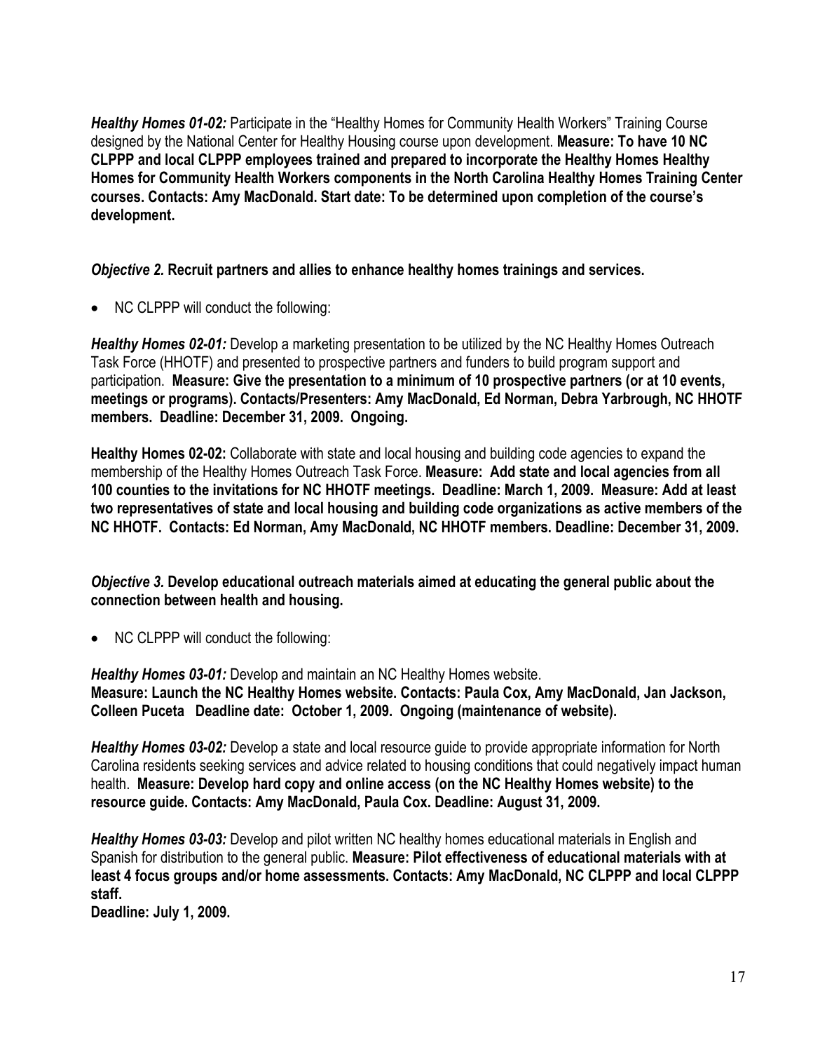***Healthy Homes 01-02:*** Participate in the "Healthy Homes for Community Health Workers" Training Course designed by the National Center for Healthy Housing course upon development. **Measure: To have 10 NC CLPPP and local CLPPP employees trained and prepared to incorporate the Healthy Homes Healthy Homes for Community Health Workers components in the North Carolina Healthy Homes Training Center courses. Contacts: Amy MacDonald. Start date: To be determined upon completion of the course's development.**

***Objective 2.*** **Recruit partners and allies to enhance healthy homes trainings and services.**

- NC CLPPP will conduct the following:

***Healthy Homes 02-01:*** Develop a marketing presentation to be utilized by the NC Healthy Homes Outreach Task Force (HHOTF) and presented to prospective partners and funders to build program support and participation. **Measure: Give the presentation to a minimum of 10 prospective partners (or at 10 events, meetings or programs). Contacts/Presenters: Amy MacDonald, Ed Norman, Debra Yarbrough, NC HHOTF members. Deadline: December 31, 2009. Ongoing.**

**Healthy Homes 02-02:** Collaborate with state and local housing and building code agencies to expand the membership of the Healthy Homes Outreach Task Force. **Measure: Add state and local agencies from all 100 counties to the invitations for NC HHOTF meetings. Deadline: March 1, 2009. Measure: Add at least two representatives of state and local housing and building code organizations as active members of the NC HHOTF. Contacts: Ed Norman, Amy MacDonald, NC HHOTF members. Deadline: December 31, 2009.**

***Objective 3.*** **Develop educational outreach materials aimed at educating the general public about the connection between health and housing.**

- NC CLPPP will conduct the following:

***Healthy Homes 03-01:*** Develop and maintain an NC Healthy Homes website.
**Measure: Launch the NC Healthy Homes website. Contacts: Paula Cox, Amy MacDonald, Jan Jackson, Colleen Puceta Deadline date: October 1, 2009. Ongoing (maintenance of website).**

***Healthy Homes 03-02:*** Develop a state and local resource guide to provide appropriate information for North Carolina residents seeking services and advice related to housing conditions that could negatively impact human health. **Measure: Develop hard copy and online access (on the NC Healthy Homes website) to the resource guide. Contacts: Amy MacDonald, Paula Cox. Deadline: August 31, 2009.**

***Healthy Homes 03-03:*** Develop and pilot written NC healthy homes educational materials in English and Spanish for distribution to the general public. **Measure: Pilot effectiveness of educational materials with at least 4 focus groups and/or home assessments. Contacts: Amy MacDonald, NC CLPPP and local CLPPP staff.**
**Deadline: July 1, 2009.**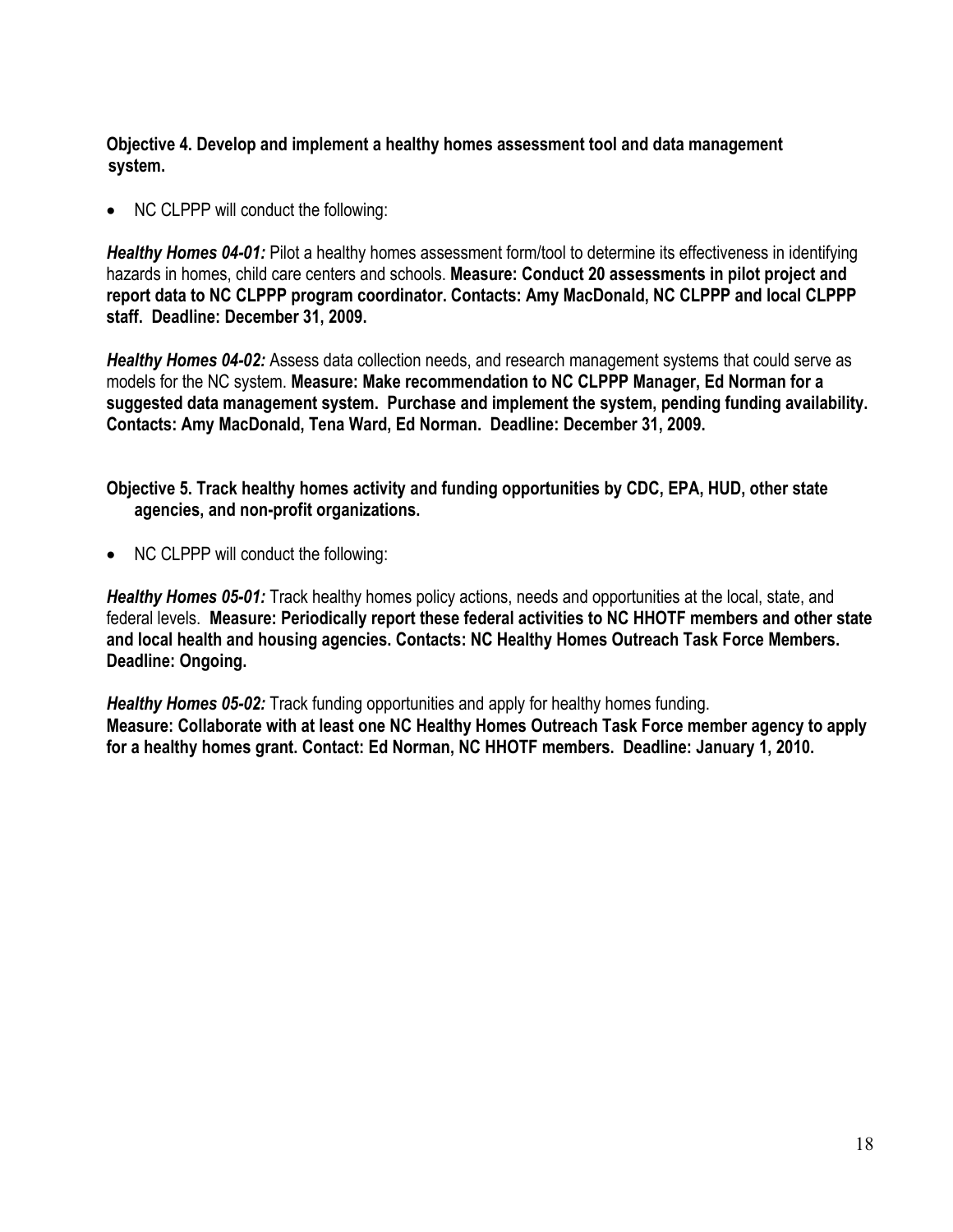**Objective 4. Develop and implement a healthy homes assessment tool and data management system.**

- NC CLPPP will conduct the following:

***Healthy Homes 04-01:*** Pilot a healthy homes assessment form/tool to determine its effectiveness in identifying hazards in homes, child care centers and schools. **Measure: Conduct 20 assessments in pilot project and report data to NC CLPPP program coordinator. Contacts: Amy MacDonald, NC CLPPP and local CLPPP staff. Deadline: December 31, 2009.**

***Healthy Homes 04-02:*** Assess data collection needs, and research management systems that could serve as models for the NC system. **Measure: Make recommendation to NC CLPPP Manager, Ed Norman for a suggested data management system. Purchase and implement the system, pending funding availability. Contacts: Amy MacDonald, Tena Ward, Ed Norman. Deadline: December 31, 2009.**

**Objective 5. Track healthy homes activity and funding opportunities by CDC, EPA, HUD, other state agencies, and non-profit organizations.**

- NC CLPPP will conduct the following:

***Healthy Homes 05-01:*** Track healthy homes policy actions, needs and opportunities at the local, state, and federal levels. **Measure: Periodically report these federal activities to NC HHOTF members and other state and local health and housing agencies. Contacts: NC Healthy Homes Outreach Task Force Members. Deadline: Ongoing.**

***Healthy Homes 05-02:*** Track funding opportunities and apply for healthy homes funding.
**Measure: Collaborate with at least one NC Healthy Homes Outreach Task Force member agency to apply for a healthy homes grant. Contact: Ed Norman, NC HHOTF members. Deadline: January 1, 2010.**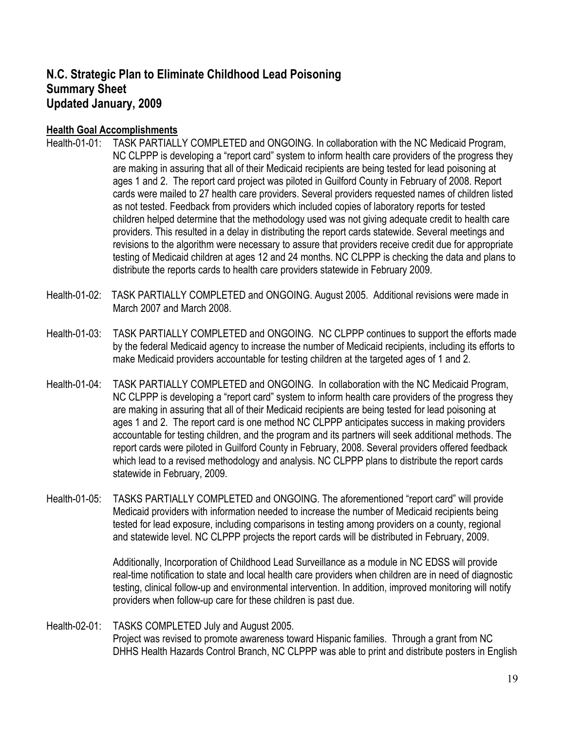## N.C. Strategic Plan to Eliminate Childhood Lead Poisoning
## Summary Sheet
## Updated January, 2009

**Health Goal Accomplishments**

Health-01-01: TASK PARTIALLY COMPLETED and ONGOING. In collaboration with the NC Medicaid Program, NC CLPPP is developing a "report card" system to inform health care providers of the progress they are making in assuring that all of their Medicaid recipients are being tested for lead poisoning at ages 1 and 2. The report card project was piloted in Guilford County in February of 2008. Report cards were mailed to 27 health care providers. Several providers requested names of children listed as not tested. Feedback from providers which included copies of laboratory reports for tested children helped determine that the methodology used was not giving adequate credit to health care providers. This resulted in a delay in distributing the report cards statewide. Several meetings and revisions to the algorithm were necessary to assure that providers receive credit due for appropriate testing of Medicaid children at ages 12 and 24 months. NC CLPPP is checking the data and plans to distribute the reports cards to health care providers statewide in February 2009.

Health-01-02: TASK PARTIALLY COMPLETED and ONGOING. August 2005. Additional revisions were made in March 2007 and March 2008.

Health-01-03: TASK PARTIALLY COMPLETED and ONGOING. NC CLPPP continues to support the efforts made by the federal Medicaid agency to increase the number of Medicaid recipients, including its efforts to make Medicaid providers accountable for testing children at the targeted ages of 1 and 2.

Health-01-04: TASK PARTIALLY COMPLETED and ONGOING. In collaboration with the NC Medicaid Program, NC CLPPP is developing a "report card" system to inform health care providers of the progress they are making in assuring that all of their Medicaid recipients are being tested for lead poisoning at ages 1 and 2. The report card is one method NC CLPPP anticipates success in making providers accountable for testing children, and the program and its partners will seek additional methods. The report cards were piloted in Guilford County in February, 2008. Several providers offered feedback which lead to a revised methodology and analysis. NC CLPPP plans to distribute the report cards statewide in February, 2009.

Health-01-05: TASKS PARTIALLY COMPLETED and ONGOING. The aforementioned "report card" will provide Medicaid providers with information needed to increase the number of Medicaid recipients being tested for lead exposure, including comparisons in testing among providers on a county, regional and statewide level. NC CLPPP projects the report cards will be distributed in February, 2009.

Additionally, Incorporation of Childhood Lead Surveillance as a module in NC EDSS will provide real-time notification to state and local health care providers when children are in need of diagnostic testing, clinical follow-up and environmental intervention. In addition, improved monitoring will notify providers when follow-up care for these children is past due.

Health-02-01: TASKS COMPLETED July and August 2005.
Project was revised to promote awareness toward Hispanic families. Through a grant from NC DHHS Health Hazards Control Branch, NC CLPPP was able to print and distribute posters in English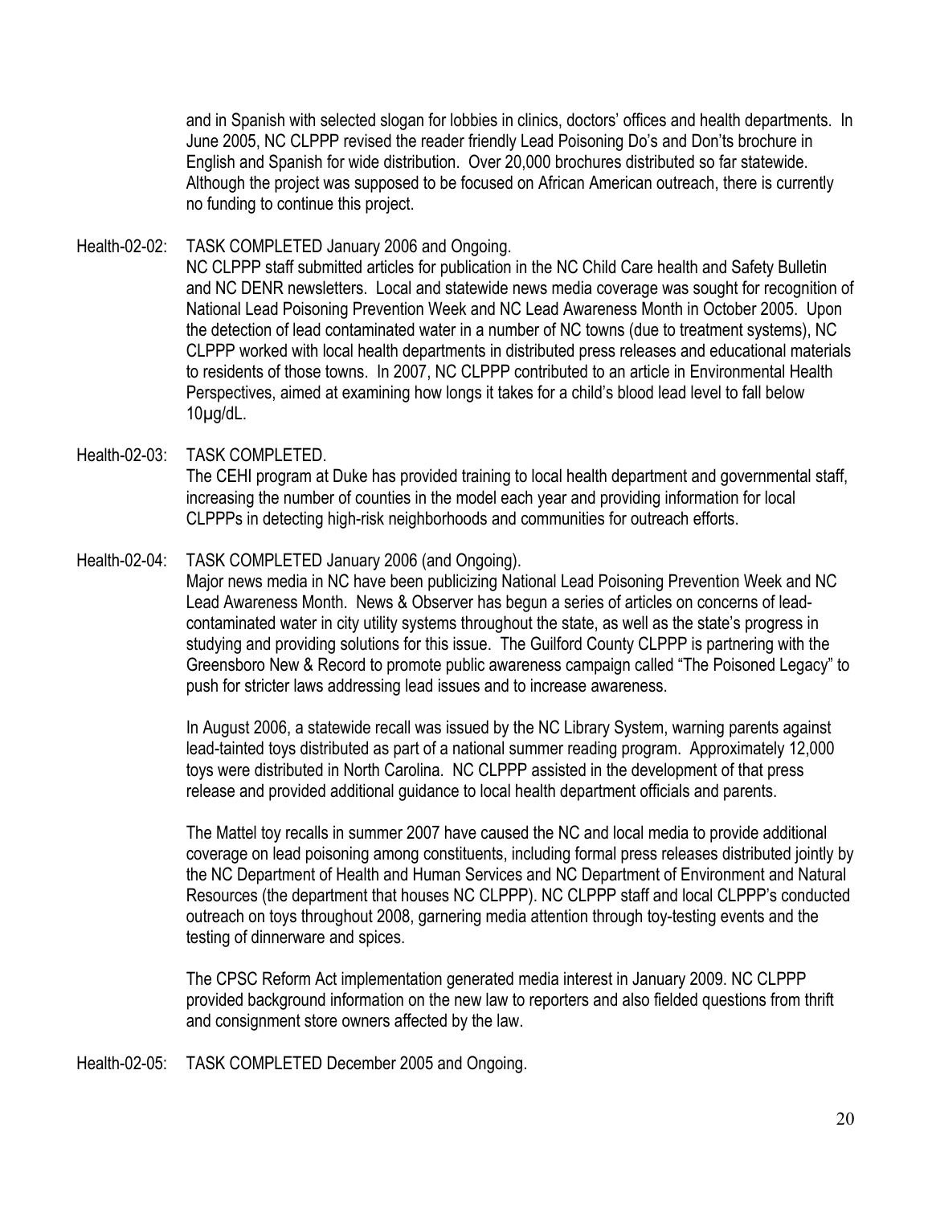and in Spanish with selected slogan for lobbies in clinics, doctors' offices and health departments. In June 2005, NC CLPPP revised the reader friendly Lead Poisoning Do's and Don'ts brochure in English and Spanish for wide distribution. Over 20,000 brochures distributed so far statewide. Although the project was supposed to be focused on African American outreach, there is currently no funding to continue this project.

Health-02-02: TASK COMPLETED January 2006 and Ongoing.

NC CLPPP staff submitted articles for publication in the NC Child Care health and Safety Bulletin and NC DENR newsletters. Local and statewide news media coverage was sought for recognition of National Lead Poisoning Prevention Week and NC Lead Awareness Month in October 2005. Upon the detection of lead contaminated water in a number of NC towns (due to treatment systems), NC CLPPP worked with local health departments in distributed press releases and educational materials to residents of those towns. In 2007, NC CLPPP contributed to an article in Environmental Health Perspectives, aimed at examining how longs it takes for a child's blood lead level to fall below 10µg/dL.

Health-02-03: TASK COMPLETED.

The CEHI program at Duke has provided training to local health department and governmental staff, increasing the number of counties in the model each year and providing information for local CLPPPs in detecting high-risk neighborhoods and communities for outreach efforts.

Health-02-04: TASK COMPLETED January 2006 (and Ongoing).

Major news media in NC have been publicizing National Lead Poisoning Prevention Week and NC Lead Awareness Month. News & Observer has begun a series of articles on concerns of lead-contaminated water in city utility systems throughout the state, as well as the state's progress in studying and providing solutions for this issue. The Guilford County CLPPP is partnering with the Greensboro New & Record to promote public awareness campaign called "The Poisoned Legacy" to push for stricter laws addressing lead issues and to increase awareness.

In August 2006, a statewide recall was issued by the NC Library System, warning parents against lead-tainted toys distributed as part of a national summer reading program. Approximately 12,000 toys were distributed in North Carolina. NC CLPPP assisted in the development of that press release and provided additional guidance to local health department officials and parents.

The Mattel toy recalls in summer 2007 have caused the NC and local media to provide additional coverage on lead poisoning among constituents, including formal press releases distributed jointly by the NC Department of Health and Human Services and NC Department of Environment and Natural Resources (the department that houses NC CLPPP). NC CLPPP staff and local CLPPP's conducted outreach on toys throughout 2008, garnering media attention through toy-testing events and the testing of dinnerware and spices.

The CPSC Reform Act implementation generated media interest in January 2009. NC CLPPP provided background information on the new law to reporters and also fielded questions from thrift and consignment store owners affected by the law.

Health-02-05: TASK COMPLETED December 2005 and Ongoing.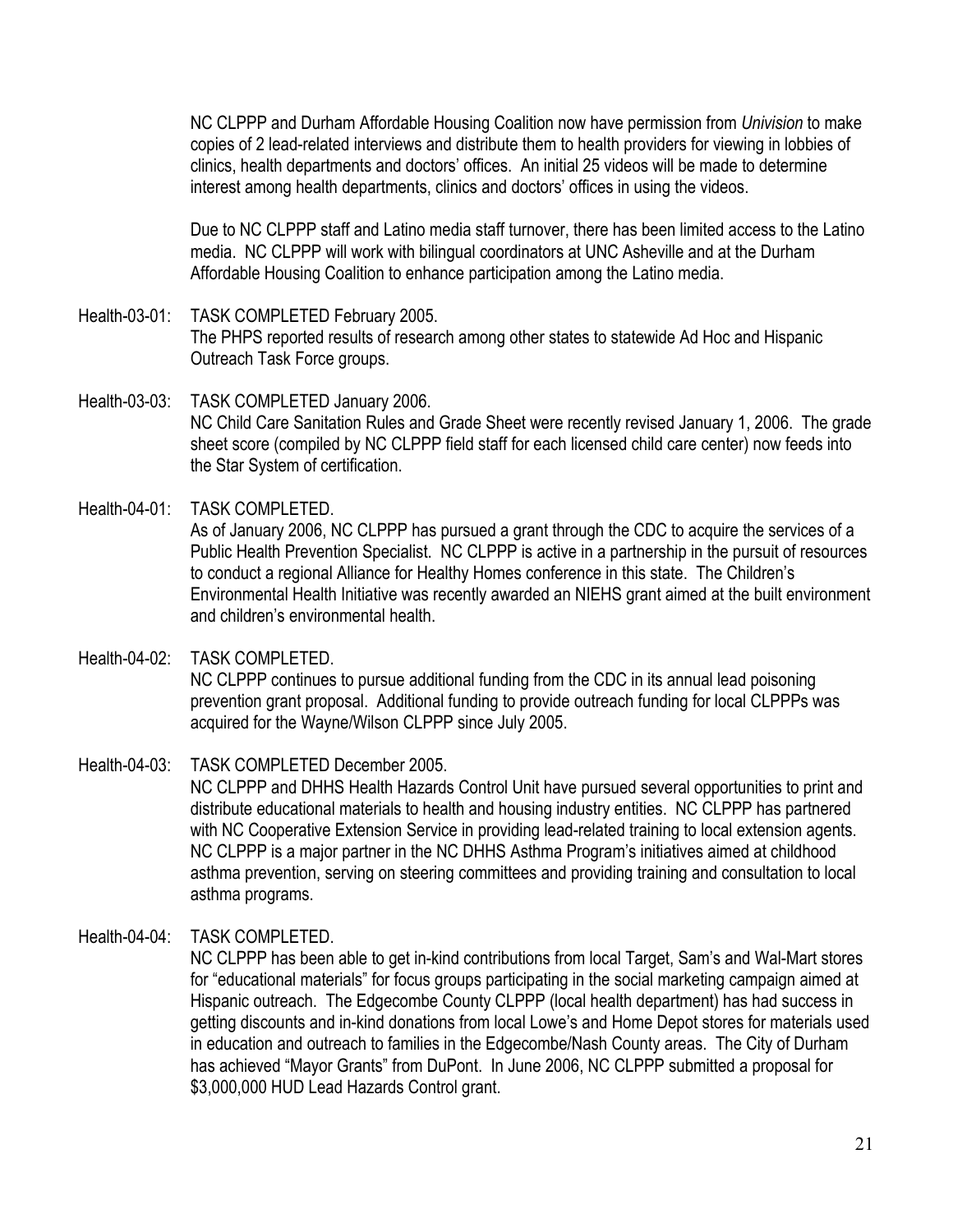NC CLPPP and Durham Affordable Housing Coalition now have permission from *Univision* to make copies of 2 lead-related interviews and distribute them to health providers for viewing in lobbies of clinics, health departments and doctors' offices. An initial 25 videos will be made to determine interest among health departments, clinics and doctors' offices in using the videos.

Due to NC CLPPP staff and Latino media staff turnover, there has been limited access to the Latino media. NC CLPPP will work with bilingual coordinators at UNC Asheville and at the Durham Affordable Housing Coalition to enhance participation among the Latino media.

Health-03-01: TASK COMPLETED February 2005.
The PHPS reported results of research among other states to statewide Ad Hoc and Hispanic Outreach Task Force groups.

Health-03-03: TASK COMPLETED January 2006.
NC Child Care Sanitation Rules and Grade Sheet were recently revised January 1, 2006. The grade sheet score (compiled by NC CLPPP field staff for each licensed child care center) now feeds into the Star System of certification.

Health-04-01: TASK COMPLETED.
As of January 2006, NC CLPPP has pursued a grant through the CDC to acquire the services of a Public Health Prevention Specialist. NC CLPPP is active in a partnership in the pursuit of resources to conduct a regional Alliance for Healthy Homes conference in this state. The Children's Environmental Health Initiative was recently awarded an NIEHS grant aimed at the built environment and children's environmental health.

Health-04-02: TASK COMPLETED.
NC CLPPP continues to pursue additional funding from the CDC in its annual lead poisoning prevention grant proposal. Additional funding to provide outreach funding for local CLPPPs was acquired for the Wayne/Wilson CLPPP since July 2005.

Health-04-03: TASK COMPLETED December 2005.
NC CLPPP and DHHS Health Hazards Control Unit have pursued several opportunities to print and distribute educational materials to health and housing industry entities. NC CLPPP has partnered with NC Cooperative Extension Service in providing lead-related training to local extension agents. NC CLPPP is a major partner in the NC DHHS Asthma Program's initiatives aimed at childhood asthma prevention, serving on steering committees and providing training and consultation to local asthma programs.

Health-04-04: TASK COMPLETED.
NC CLPPP has been able to get in-kind contributions from local Target, Sam's and Wal-Mart stores for "educational materials" for focus groups participating in the social marketing campaign aimed at Hispanic outreach. The Edgecombe County CLPPP (local health department) has had success in getting discounts and in-kind donations from local Lowe's and Home Depot stores for materials used in education and outreach to families in the Edgecombe/Nash County areas. The City of Durham has achieved "Mayor Grants" from DuPont. In June 2006, NC CLPPP submitted a proposal for $3,000,000 HUD Lead Hazards Control grant.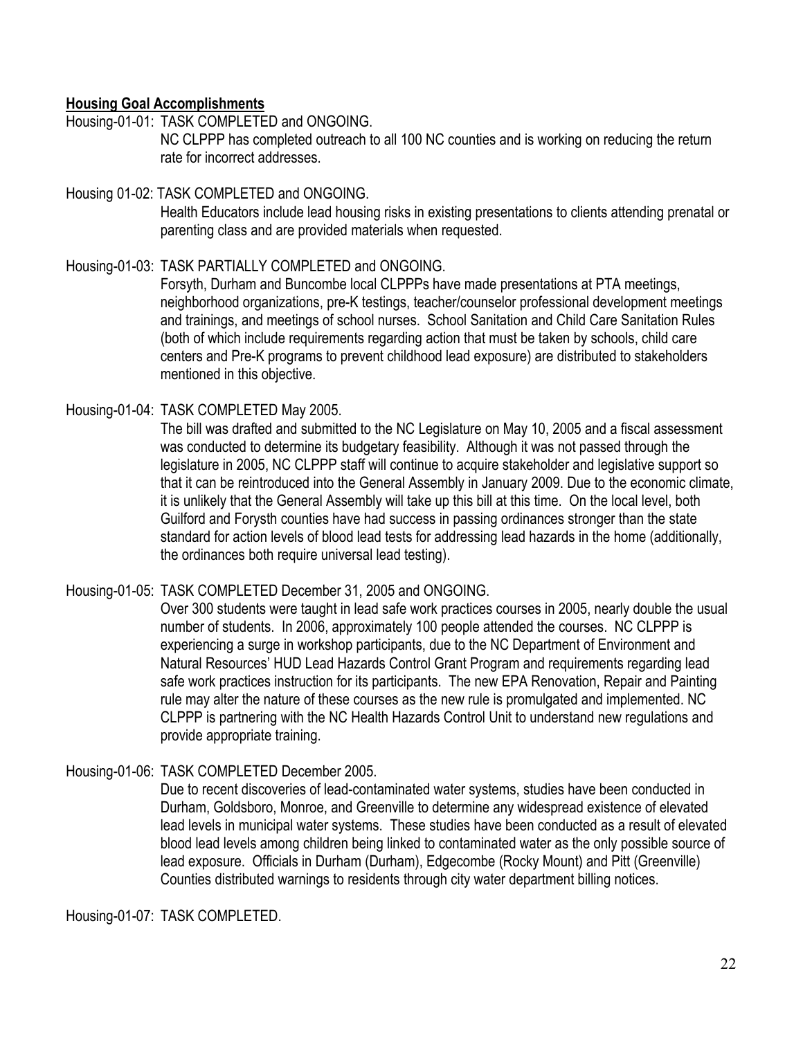**Housing Goal Accomplishments**

Housing-01-01: TASK COMPLETED and ONGOING.

NC CLPPP has completed outreach to all 100 NC counties and is working on reducing the return rate for incorrect addresses.

Housing 01-02: TASK COMPLETED and ONGOING.

Health Educators include lead housing risks in existing presentations to clients attending prenatal or parenting class and are provided materials when requested.

Housing-01-03: TASK PARTIALLY COMPLETED and ONGOING.

Forsyth, Durham and Buncombe local CLPPPs have made presentations at PTA meetings, neighborhood organizations, pre-K testings, teacher/counselor professional development meetings and trainings, and meetings of school nurses. School Sanitation and Child Care Sanitation Rules (both of which include requirements regarding action that must be taken by schools, child care centers and Pre-K programs to prevent childhood lead exposure) are distributed to stakeholders mentioned in this objective.

Housing-01-04: TASK COMPLETED May 2005.

The bill was drafted and submitted to the NC Legislature on May 10, 2005 and a fiscal assessment was conducted to determine its budgetary feasibility. Although it was not passed through the legislature in 2005, NC CLPPP staff will continue to acquire stakeholder and legislative support so that it can be reintroduced into the General Assembly in January 2009. Due to the economic climate, it is unlikely that the General Assembly will take up this bill at this time. On the local level, both Guilford and Forysth counties have had success in passing ordinances stronger than the state standard for action levels of blood lead tests for addressing lead hazards in the home (additionally, the ordinances both require universal lead testing).

Housing-01-05: TASK COMPLETED December 31, 2005 and ONGOING.

Over 300 students were taught in lead safe work practices courses in 2005, nearly double the usual number of students. In 2006, approximately 100 people attended the courses. NC CLPPP is experiencing a surge in workshop participants, due to the NC Department of Environment and Natural Resources' HUD Lead Hazards Control Grant Program and requirements regarding lead safe work practices instruction for its participants. The new EPA Renovation, Repair and Painting rule may alter the nature of these courses as the new rule is promulgated and implemented. NC CLPPP is partnering with the NC Health Hazards Control Unit to understand new regulations and provide appropriate training.

Housing-01-06: TASK COMPLETED December 2005.

Due to recent discoveries of lead-contaminated water systems, studies have been conducted in Durham, Goldsboro, Monroe, and Greenville to determine any widespread existence of elevated lead levels in municipal water systems. These studies have been conducted as a result of elevated blood lead levels among children being linked to contaminated water as the only possible source of lead exposure. Officials in Durham (Durham), Edgecombe (Rocky Mount) and Pitt (Greenville) Counties distributed warnings to residents through city water department billing notices.

Housing-01-07: TASK COMPLETED.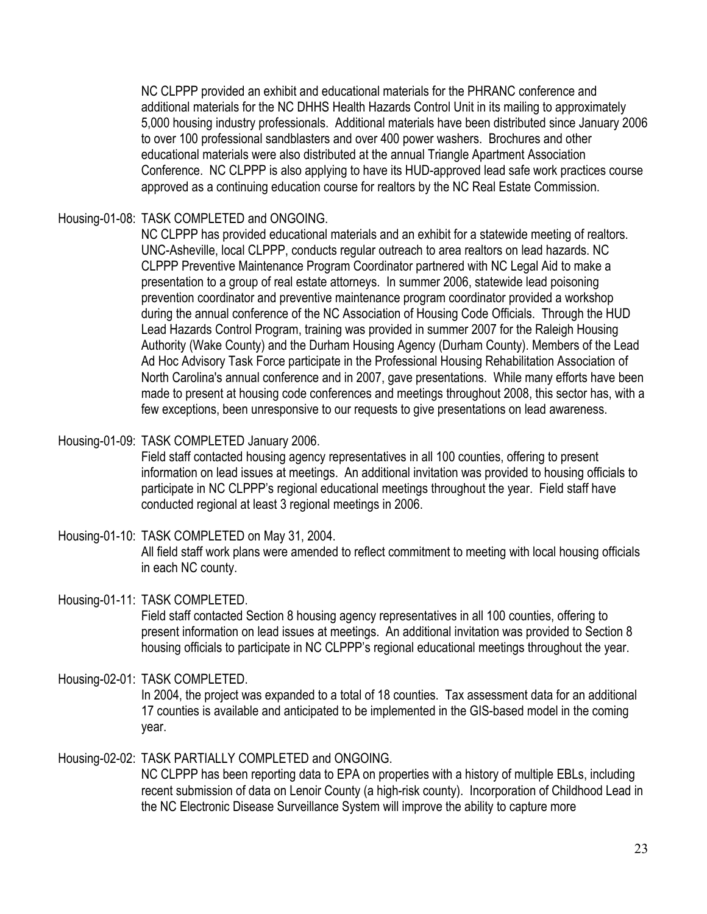NC CLPPP provided an exhibit and educational materials for the PHRANC conference and additional materials for the NC DHHS Health Hazards Control Unit in its mailing to approximately 5,000 housing industry professionals. Additional materials have been distributed since January 2006 to over 100 professional sandblasters and over 400 power washers. Brochures and other educational materials were also distributed at the annual Triangle Apartment Association Conference. NC CLPPP is also applying to have its HUD-approved lead safe work practices course approved as a continuing education course for realtors by the NC Real Estate Commission.

Housing-01-08: TASK COMPLETED and ONGOING.
NC CLPPP has provided educational materials and an exhibit for a statewide meeting of realtors. UNC-Asheville, local CLPPP, conducts regular outreach to area realtors on lead hazards. NC CLPPP Preventive Maintenance Program Coordinator partnered with NC Legal Aid to make a presentation to a group of real estate attorneys. In summer 2006, statewide lead poisoning prevention coordinator and preventive maintenance program coordinator provided a workshop during the annual conference of the NC Association of Housing Code Officials. Through the HUD Lead Hazards Control Program, training was provided in summer 2007 for the Raleigh Housing Authority (Wake County) and the Durham Housing Agency (Durham County). Members of the Lead Ad Hoc Advisory Task Force participate in the Professional Housing Rehabilitation Association of North Carolina's annual conference and in 2007, gave presentations. While many efforts have been made to present at housing code conferences and meetings throughout 2008, this sector has, with a few exceptions, been unresponsive to our requests to give presentations on lead awareness.

Housing-01-09: TASK COMPLETED January 2006.
Field staff contacted housing agency representatives in all 100 counties, offering to present information on lead issues at meetings. An additional invitation was provided to housing officials to participate in NC CLPPP's regional educational meetings throughout the year. Field staff have conducted regional at least 3 regional meetings in 2006.

Housing-01-10: TASK COMPLETED on May 31, 2004.
All field staff work plans were amended to reflect commitment to meeting with local housing officials in each NC county.

Housing-01-11: TASK COMPLETED.
Field staff contacted Section 8 housing agency representatives in all 100 counties, offering to present information on lead issues at meetings. An additional invitation was provided to Section 8 housing officials to participate in NC CLPPP's regional educational meetings throughout the year.

Housing-02-01: TASK COMPLETED.
In 2004, the project was expanded to a total of 18 counties. Tax assessment data for an additional 17 counties is available and anticipated to be implemented in the GIS-based model in the coming year.

Housing-02-02: TASK PARTIALLY COMPLETED and ONGOING.
NC CLPPP has been reporting data to EPA on properties with a history of multiple EBLs, including recent submission of data on Lenoir County (a high-risk county). Incorporation of Childhood Lead in the NC Electronic Disease Surveillance System will improve the ability to capture more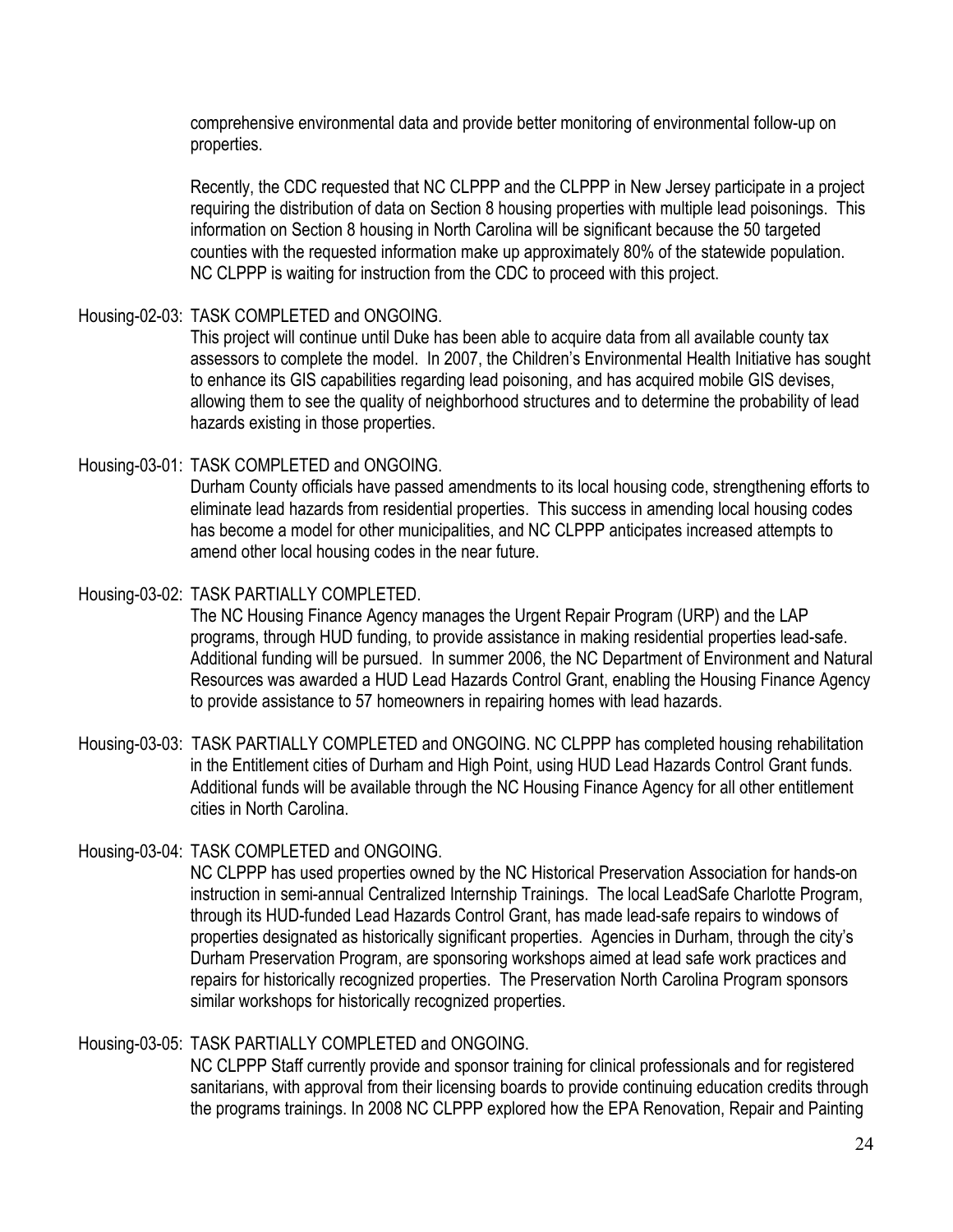comprehensive environmental data and provide better monitoring of environmental follow-up on properties.

Recently, the CDC requested that NC CLPPP and the CLPPP in New Jersey participate in a project requiring the distribution of data on Section 8 housing properties with multiple lead poisonings. This information on Section 8 housing in North Carolina will be significant because the 50 targeted counties with the requested information make up approximately 80% of the statewide population. NC CLPPP is waiting for instruction from the CDC to proceed with this project.

Housing-02-03: TASK COMPLETED and ONGOING.
This project will continue until Duke has been able to acquire data from all available county tax assessors to complete the model. In 2007, the Children's Environmental Health Initiative has sought to enhance its GIS capabilities regarding lead poisoning, and has acquired mobile GIS devises, allowing them to see the quality of neighborhood structures and to determine the probability of lead hazards existing in those properties.

Housing-03-01: TASK COMPLETED and ONGOING.
Durham County officials have passed amendments to its local housing code, strengthening efforts to eliminate lead hazards from residential properties. This success in amending local housing codes has become a model for other municipalities, and NC CLPPP anticipates increased attempts to amend other local housing codes in the near future.

Housing-03-02: TASK PARTIALLY COMPLETED.
The NC Housing Finance Agency manages the Urgent Repair Program (URP) and the LAP programs, through HUD funding, to provide assistance in making residential properties lead-safe. Additional funding will be pursued. In summer 2006, the NC Department of Environment and Natural Resources was awarded a HUD Lead Hazards Control Grant, enabling the Housing Finance Agency to provide assistance to 57 homeowners in repairing homes with lead hazards.

Housing-03-03: TASK PARTIALLY COMPLETED and ONGOING. NC CLPPP has completed housing rehabilitation in the Entitlement cities of Durham and High Point, using HUD Lead Hazards Control Grant funds. Additional funds will be available through the NC Housing Finance Agency for all other entitlement cities in North Carolina.

Housing-03-04: TASK COMPLETED and ONGOING.
NC CLPPP has used properties owned by the NC Historical Preservation Association for hands-on instruction in semi-annual Centralized Internship Trainings. The local LeadSafe Charlotte Program, through its HUD-funded Lead Hazards Control Grant, has made lead-safe repairs to windows of properties designated as historically significant properties. Agencies in Durham, through the city's Durham Preservation Program, are sponsoring workshops aimed at lead safe work practices and repairs for historically recognized properties. The Preservation North Carolina Program sponsors similar workshops for historically recognized properties.

Housing-03-05: TASK PARTIALLY COMPLETED and ONGOING.
NC CLPPP Staff currently provide and sponsor training for clinical professionals and for registered sanitarians, with approval from their licensing boards to provide continuing education credits through the programs trainings. In 2008 NC CLPPP explored how the EPA Renovation, Repair and Painting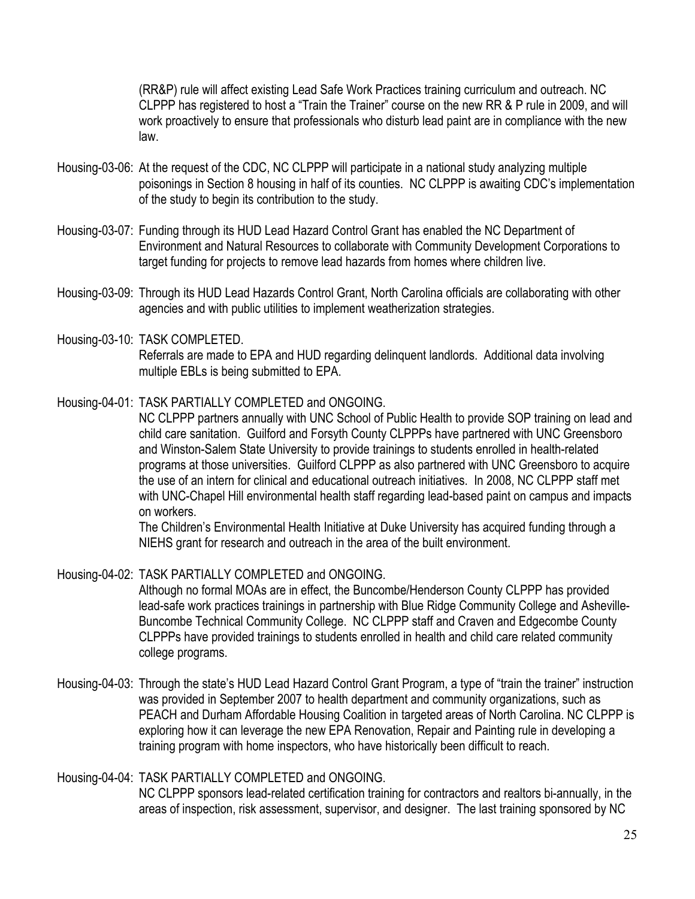(RR&P) rule will affect existing Lead Safe Work Practices training curriculum and outreach. NC CLPPP has registered to host a "Train the Trainer" course on the new RR & P rule in 2009, and will work proactively to ensure that professionals who disturb lead paint are in compliance with the new law.

Housing-03-06: At the request of the CDC, NC CLPPP will participate in a national study analyzing multiple poisonings in Section 8 housing in half of its counties. NC CLPPP is awaiting CDC's implementation of the study to begin its contribution to the study.

Housing-03-07: Funding through its HUD Lead Hazard Control Grant has enabled the NC Department of Environment and Natural Resources to collaborate with Community Development Corporations to target funding for projects to remove lead hazards from homes where children live.

Housing-03-09: Through its HUD Lead Hazards Control Grant, North Carolina officials are collaborating with other agencies and with public utilities to implement weatherization strategies.

Housing-03-10: TASK COMPLETED.
Referrals are made to EPA and HUD regarding delinquent landlords. Additional data involving multiple EBLs is being submitted to EPA.

Housing-04-01: TASK PARTIALLY COMPLETED and ONGOING.
NC CLPPP partners annually with UNC School of Public Health to provide SOP training on lead and child care sanitation. Guilford and Forsyth County CLPPPs have partnered with UNC Greensboro and Winston-Salem State University to provide trainings to students enrolled in health-related programs at those universities. Guilford CLPPP as also partnered with UNC Greensboro to acquire the use of an intern for clinical and educational outreach initiatives. In 2008, NC CLPPP staff met with UNC-Chapel Hill environmental health staff regarding lead-based paint on campus and impacts on workers.
The Children's Environmental Health Initiative at Duke University has acquired funding through a NIEHS grant for research and outreach in the area of the built environment.

Housing-04-02: TASK PARTIALLY COMPLETED and ONGOING.
Although no formal MOAs are in effect, the Buncombe/Henderson County CLPPP has provided lead-safe work practices trainings in partnership with Blue Ridge Community College and Asheville-Buncombe Technical Community College. NC CLPPP staff and Craven and Edgecombe County CLPPPs have provided trainings to students enrolled in health and child care related community college programs.

Housing-04-03: Through the state's HUD Lead Hazard Control Grant Program, a type of "train the trainer" instruction was provided in September 2007 to health department and community organizations, such as PEACH and Durham Affordable Housing Coalition in targeted areas of North Carolina. NC CLPPP is exploring how it can leverage the new EPA Renovation, Repair and Painting rule in developing a training program with home inspectors, who have historically been difficult to reach.

Housing-04-04: TASK PARTIALLY COMPLETED and ONGOING.
NC CLPPP sponsors lead-related certification training for contractors and realtors bi-annually, in the areas of inspection, risk assessment, supervisor, and designer. The last training sponsored by NC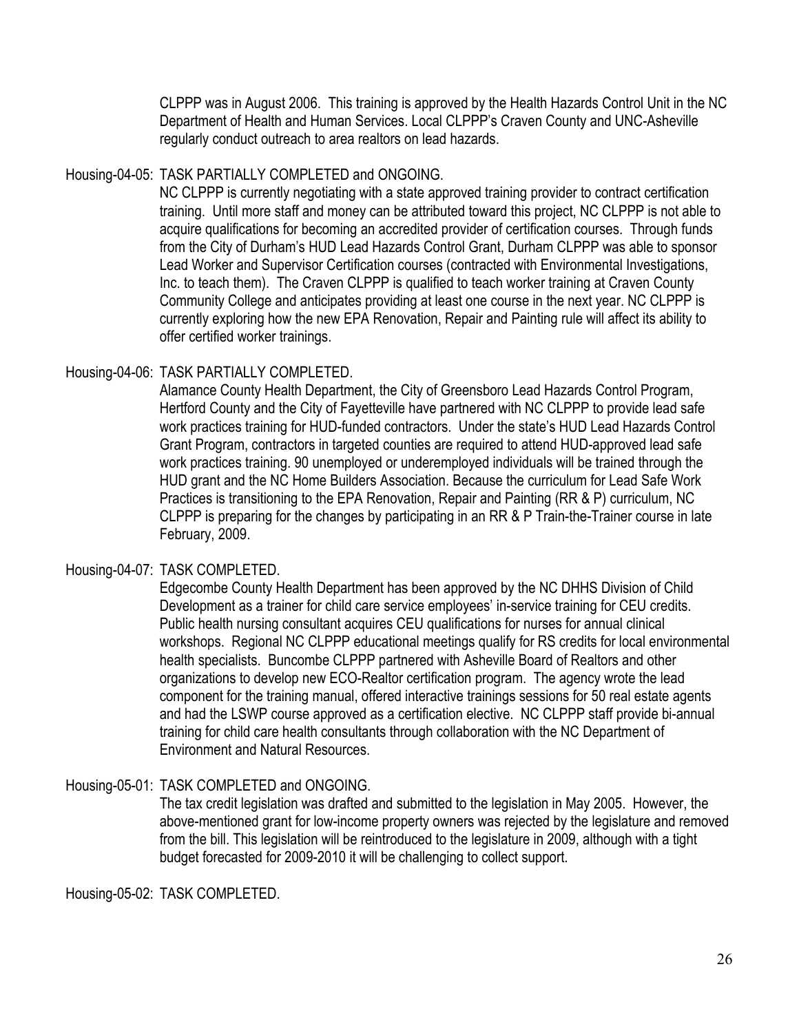CLPPP was in August 2006. This training is approved by the Health Hazards Control Unit in the NC Department of Health and Human Services. Local CLPPP's Craven County and UNC-Asheville regularly conduct outreach to area realtors on lead hazards.

Housing-04-05: TASK PARTIALLY COMPLETED and ONGOING.
NC CLPPP is currently negotiating with a state approved training provider to contract certification training. Until more staff and money can be attributed toward this project, NC CLPPP is not able to acquire qualifications for becoming an accredited provider of certification courses. Through funds from the City of Durham's HUD Lead Hazards Control Grant, Durham CLPPP was able to sponsor Lead Worker and Supervisor Certification courses (contracted with Environmental Investigations, Inc. to teach them). The Craven CLPPP is qualified to teach worker training at Craven County Community College and anticipates providing at least one course in the next year. NC CLPPP is currently exploring how the new EPA Renovation, Repair and Painting rule will affect its ability to offer certified worker trainings.

Housing-04-06: TASK PARTIALLY COMPLETED.
Alamance County Health Department, the City of Greensboro Lead Hazards Control Program, Hertford County and the City of Fayetteville have partnered with NC CLPPP to provide lead safe work practices training for HUD-funded contractors. Under the state's HUD Lead Hazards Control Grant Program, contractors in targeted counties are required to attend HUD-approved lead safe work practices training. 90 unemployed or underemployed individuals will be trained through the HUD grant and the NC Home Builders Association. Because the curriculum for Lead Safe Work Practices is transitioning to the EPA Renovation, Repair and Painting (RR & P) curriculum, NC CLPPP is preparing for the changes by participating in an RR & P Train-the-Trainer course in late February, 2009.

Housing-04-07: TASK COMPLETED.
Edgecombe County Health Department has been approved by the NC DHHS Division of Child Development as a trainer for child care service employees' in-service training for CEU credits. Public health nursing consultant acquires CEU qualifications for nurses for annual clinical workshops. Regional NC CLPPP educational meetings qualify for RS credits for local environmental health specialists. Buncombe CLPPP partnered with Asheville Board of Realtors and other organizations to develop new ECO-Realtor certification program. The agency wrote the lead component for the training manual, offered interactive trainings sessions for 50 real estate agents and had the LSWP course approved as a certification elective. NC CLPPP staff provide bi-annual training for child care health consultants through collaboration with the NC Department of Environment and Natural Resources.

Housing-05-01: TASK COMPLETED and ONGOING.
The tax credit legislation was drafted and submitted to the legislation in May 2005. However, the above-mentioned grant for low-income property owners was rejected by the legislature and removed from the bill. This legislation will be reintroduced to the legislature in 2009, although with a tight budget forecasted for 2009-2010 it will be challenging to collect support.

Housing-05-02: TASK COMPLETED.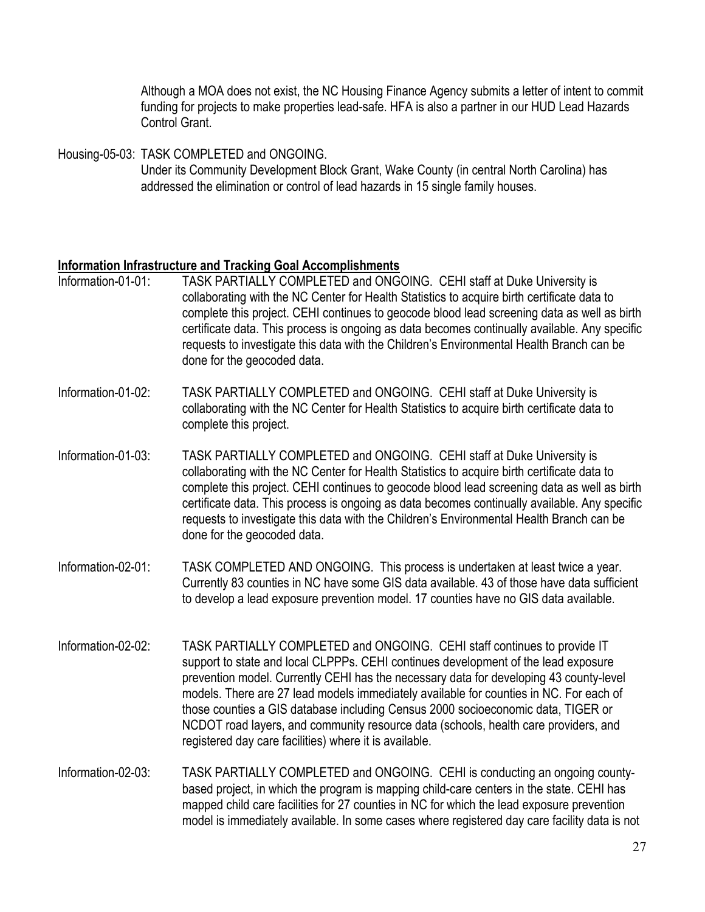Although a MOA does not exist, the NC Housing Finance Agency submits a letter of intent to commit funding for projects to make properties lead-safe. HFA is also a partner in our HUD Lead Hazards Control Grant.

Housing-05-03: TASK COMPLETED and ONGOING.
Under its Community Development Block Grant, Wake County (in central North Carolina) has addressed the elimination or control of lead hazards in 15 single family houses.

**Information Infrastructure and Tracking Goal Accomplishments**

Information-01-01: TASK PARTIALLY COMPLETED and ONGOING. CEHI staff at Duke University is collaborating with the NC Center for Health Statistics to acquire birth certificate data to complete this project. CEHI continues to geocode blood lead screening data as well as birth certificate data. This process is ongoing as data becomes continually available. Any specific requests to investigate this data with the Children's Environmental Health Branch can be done for the geocoded data.

Information-01-02: TASK PARTIALLY COMPLETED and ONGOING. CEHI staff at Duke University is collaborating with the NC Center for Health Statistics to acquire birth certificate data to complete this project.

Information-01-03: TASK PARTIALLY COMPLETED and ONGOING. CEHI staff at Duke University is collaborating with the NC Center for Health Statistics to acquire birth certificate data to complete this project. CEHI continues to geocode blood lead screening data as well as birth certificate data. This process is ongoing as data becomes continually available. Any specific requests to investigate this data with the Children's Environmental Health Branch can be done for the geocoded data.

Information-02-01: TASK COMPLETED AND ONGOING. This process is undertaken at least twice a year. Currently 83 counties in NC have some GIS data available. 43 of those have data sufficient to develop a lead exposure prevention model. 17 counties have no GIS data available.

Information-02-02: TASK PARTIALLY COMPLETED and ONGOING. CEHI staff continues to provide IT support to state and local CLPPPs. CEHI continues development of the lead exposure prevention model. Currently CEHI has the necessary data for developing 43 county-level models. There are 27 lead models immediately available for counties in NC. For each of those counties a GIS database including Census 2000 socioeconomic data, TIGER or NCDOT road layers, and community resource data (schools, health care providers, and registered day care facilities) where it is available.

Information-02-03: TASK PARTIALLY COMPLETED and ONGOING. CEHI is conducting an ongoing county-based project, in which the program is mapping child-care centers in the state. CEHI has mapped child care facilities for 27 counties in NC for which the lead exposure prevention model is immediately available. In some cases where registered day care facility data is not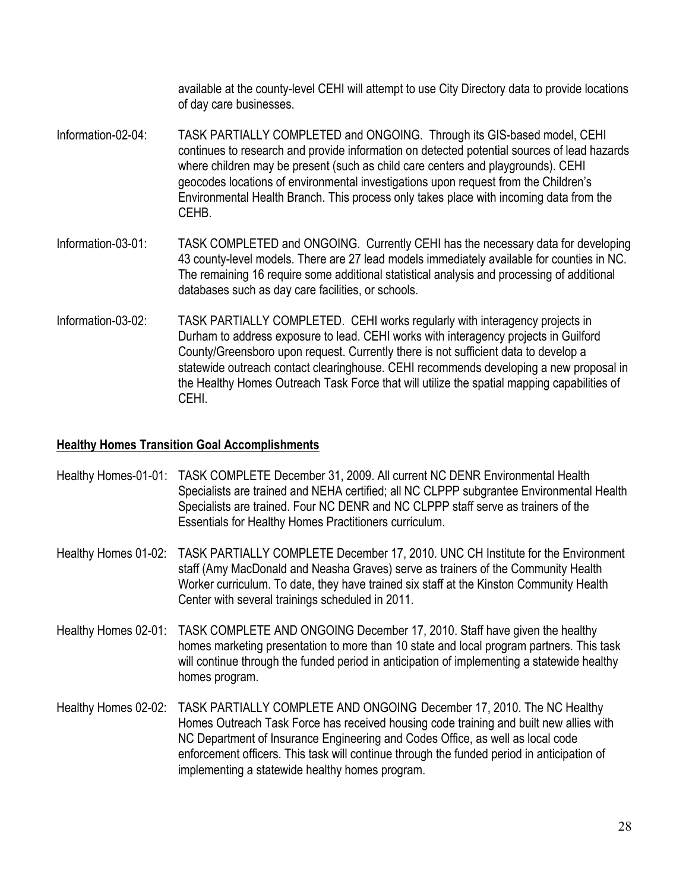available at the county-level CEHI will attempt to use City Directory data to provide locations of day care businesses.

Information-02-04: TASK PARTIALLY COMPLETED and ONGOING. Through its GIS-based model, CEHI continues to research and provide information on detected potential sources of lead hazards where children may be present (such as child care centers and playgrounds). CEHI geocodes locations of environmental investigations upon request from the Children's Environmental Health Branch. This process only takes place with incoming data from the CEHB.

Information-03-01: TASK COMPLETED and ONGOING. Currently CEHI has the necessary data for developing 43 county-level models. There are 27 lead models immediately available for counties in NC. The remaining 16 require some additional statistical analysis and processing of additional databases such as day care facilities, or schools.

Information-03-02: TASK PARTIALLY COMPLETED. CEHI works regularly with interagency projects in Durham to address exposure to lead. CEHI works with interagency projects in Guilford County/Greensboro upon request. Currently there is not sufficient data to develop a statewide outreach contact clearinghouse. CEHI recommends developing a new proposal in the Healthy Homes Outreach Task Force that will utilize the spatial mapping capabilities of CEHI.

**Healthy Homes Transition Goal Accomplishments**

Healthy Homes-01-01: TASK COMPLETE December 31, 2009. All current NC DENR Environmental Health Specialists are trained and NEHA certified; all NC CLPPP subgrantee Environmental Health Specialists are trained. Four NC DENR and NC CLPPP staff serve as trainers of the Essentials for Healthy Homes Practitioners curriculum.

Healthy Homes 01-02: TASK PARTIALLY COMPLETE December 17, 2010. UNC CH Institute for the Environment staff (Amy MacDonald and Neasha Graves) serve as trainers of the Community Health Worker curriculum. To date, they have trained six staff at the Kinston Community Health Center with several trainings scheduled in 2011.

Healthy Homes 02-01: TASK COMPLETE AND ONGOING December 17, 2010. Staff have given the healthy homes marketing presentation to more than 10 state and local program partners. This task will continue through the funded period in anticipation of implementing a statewide healthy homes program.

Healthy Homes 02-02: TASK PARTIALLY COMPLETE AND ONGOING December 17, 2010. The NC Healthy Homes Outreach Task Force has received housing code training and built new allies with NC Department of Insurance Engineering and Codes Office, as well as local code enforcement officers. This task will continue through the funded period in anticipation of implementing a statewide healthy homes program.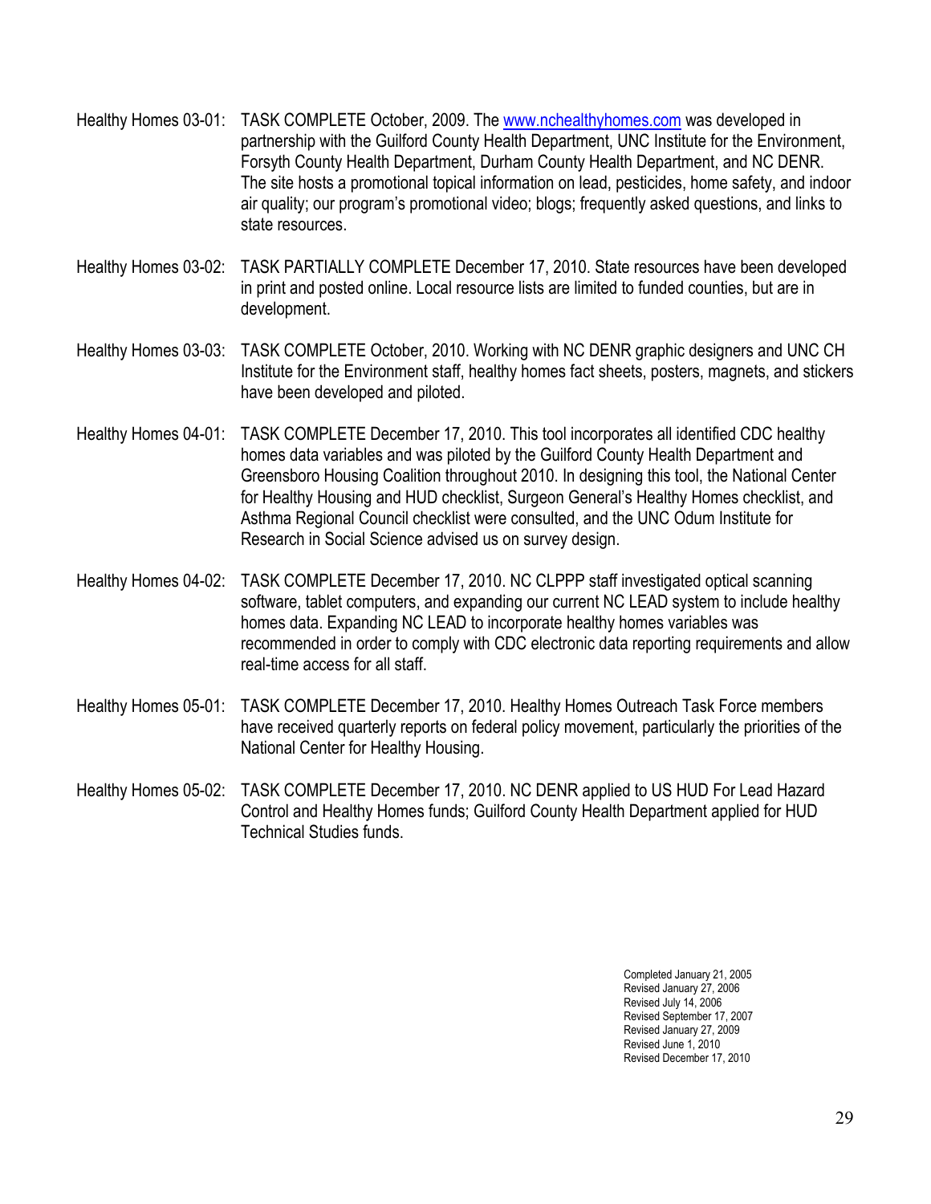Healthy Homes 03-01: TASK COMPLETE October, 2009. The [www.nchealthyhomes.com](www.nchealthyhomes.com) was developed in partnership with the Guilford County Health Department, UNC Institute for the Environment, Forsyth County Health Department, Durham County Health Department, and NC DENR. The site hosts a promotional topical information on lead, pesticides, home safety, and indoor air quality; our program's promotional video; blogs; frequently asked questions, and links to state resources.

Healthy Homes 03-02: TASK PARTIALLY COMPLETE December 17, 2010. State resources have been developed in print and posted online. Local resource lists are limited to funded counties, but are in development.

Healthy Homes 03-03: TASK COMPLETE October, 2010. Working with NC DENR graphic designers and UNC CH Institute for the Environment staff, healthy homes fact sheets, posters, magnets, and stickers have been developed and piloted.

Healthy Homes 04-01: TASK COMPLETE December 17, 2010. This tool incorporates all identified CDC healthy homes data variables and was piloted by the Guilford County Health Department and Greensboro Housing Coalition throughout 2010. In designing this tool, the National Center for Healthy Housing and HUD checklist, Surgeon General's Healthy Homes checklist, and Asthma Regional Council checklist were consulted, and the UNC Odum Institute for Research in Social Science advised us on survey design.

Healthy Homes 04-02: TASK COMPLETE December 17, 2010. NC CLPPP staff investigated optical scanning software, tablet computers, and expanding our current NC LEAD system to include healthy homes data. Expanding NC LEAD to incorporate healthy homes variables was recommended in order to comply with CDC electronic data reporting requirements and allow real-time access for all staff.

Healthy Homes 05-01: TASK COMPLETE December 17, 2010. Healthy Homes Outreach Task Force members have received quarterly reports on federal policy movement, particularly the priorities of the National Center for Healthy Housing.

Healthy Homes 05-02: TASK COMPLETE December 17, 2010. NC DENR applied to US HUD For Lead Hazard Control and Healthy Homes funds; Guilford County Health Department applied for HUD Technical Studies funds.

Completed January 21, 2005
Revised January 27, 2006
Revised July 14, 2006
Revised September 17, 2007
Revised January 27, 2009
Revised June 1, 2010
Revised December 17, 2010